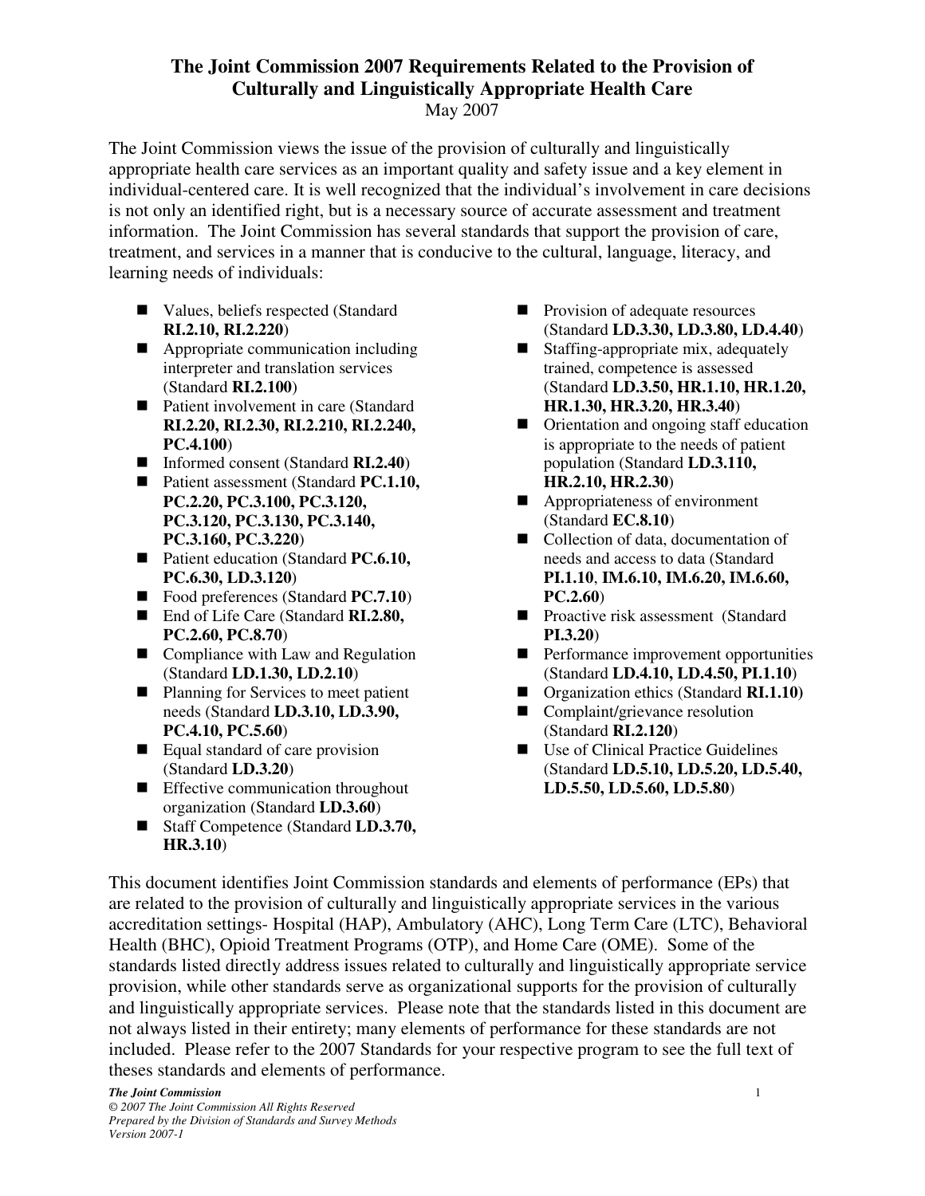# The Joint Commission 2007 Requirements Related to the Provision of Culturally and Linguistically Appropriate Health Care

May 2007

The Joint Commission views the issue of the provision of culturally and linguistically appropriate health care services as an important quality and safety issue and a key element in individual-centered care. It is well recognized that the individual's involvement in care decisions is not only an identified right, but is a necessary source of accurate assessment and treatment information. The Joint Commission has several standards that support the provision of care, treatment, and services in a manner that is conducive to the cultural, language, literacy, and learning needs of individuals:

- Values, beliefs respected (Standard **RI.2.10, RI.2.220**)
- Appropriate communication including interpreter and translation services (Standard **RI.2.100**)
- Patient involvement in care (Standard **RI.2.20, RI.2.30, RI.2.210, RI.2.240, PC.4.100**)
- Informed consent (Standard **RI.2.40**)
- Patient assessment (Standard **PC.1.10, PC.2.20, PC.3.100, PC.3.120, PC.3.120, PC.3.130, PC.3.140, PC.3.160, PC.3.220**)
- Patient education (Standard **PC.6.10, PC.6.30, LD.3.120**)
- Food preferences (Standard **PC.7.10**)
- End of Life Care (Standard **RI.2.80, PC.2.60, PC.8.70**)
- Compliance with Law and Regulation (Standard **LD.1.30, LD.2.10**)
- Planning for Services to meet patient needs (Standard **LD.3.10, LD.3.90, PC.4.10, PC.5.60**)
- Equal standard of care provision (Standard **LD.3.20**)
- Effective communication throughout organization (Standard **LD.3.60**)
- Staff Competence (Standard **LD.3.70, HR.3.10**)
- Provision of adequate resources (Standard **LD.3.30, LD.3.80, LD.4.40**)
- Staffing-appropriate mix, adequately trained, competence is assessed (Standard **LD.3.50, HR.1.10, HR.1.20, HR.1.30, HR.3.20, HR.3.40**)
- Orientation and ongoing staff education is appropriate to the needs of patient population (Standard **LD.3.110, HR.2.10, HR.2.30**)
- Appropriateness of environment (Standard **EC.8.10**)
- Collection of data, documentation of needs and access to data (Standard **PI.1.10**, **IM.6.10, IM.6.20, IM.6.60, PC.2.60**)
- Proactive risk assessment (Standard **PI.3.20**)
- Performance improvement opportunities (Standard **LD.4.10, LD.4.50, PI.1.10**)
- Organization ethics (Standard **RI.1.10)**
- Complaint/grievance resolution (Standard **RI.2.120**)
- Use of Clinical Practice Guidelines (Standard **LD.5.10, LD.5.20, LD.5.40, LD.5.50, LD.5.60, LD.5.80**)

This document identifies Joint Commission standards and elements of performance (EPs) that are related to the provision of culturally and linguistically appropriate services in the various accreditation settings- Hospital (HAP), Ambulatory (AHC), Long Term Care (LTC), Behavioral Health (BHC), Opioid Treatment Programs (OTP), and Home Care (OME). Some of the standards listed directly address issues related to culturally and linguistically appropriate service provision, while other standards serve as organizational supports for the provision of culturally and linguistically appropriate services. Please note that the standards listed in this document are not always listed in their entirety; many elements of performance for these standards are not included. Please refer to the 2007 Standards for your respective program to see the full text of theses standards and elements of performance.

*The Joint Commission*
*© 2007 The Joint Commission All Rights Reserved*
*Prepared by the Division of Standards and Survey Methods*
*Version 2007-1*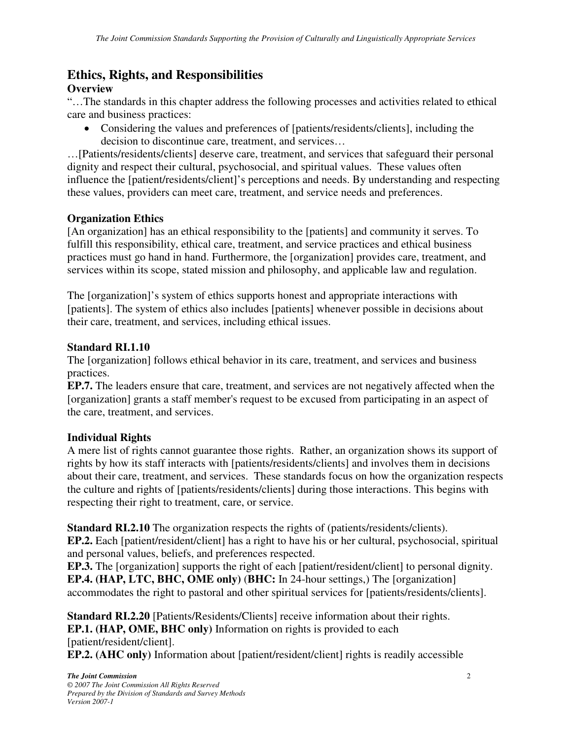## Ethics, Rights, and Responsibilities

### Overview

"…The standards in this chapter address the following processes and activities related to ethical care and business practices:

- Considering the values and preferences of [patients/residents/clients], including the decision to discontinue care, treatment, and services…

…[Patients/residents/clients] deserve care, treatment, and services that safeguard their personal dignity and respect their cultural, psychosocial, and spiritual values. These values often influence the [patient/residents/client]'s perceptions and needs. By understanding and respecting these values, providers can meet care, treatment, and service needs and preferences.

### Organization Ethics

[An organization] has an ethical responsibility to the [patients] and community it serves. To fulfill this responsibility, ethical care, treatment, and service practices and ethical business practices must go hand in hand. Furthermore, the [organization] provides care, treatment, and services within its scope, stated mission and philosophy, and applicable law and regulation.

The [organization]'s system of ethics supports honest and appropriate interactions with [patients]. The system of ethics also includes [patients] whenever possible in decisions about their care, treatment, and services, including ethical issues.

### Standard RI.1.10

The [organization] follows ethical behavior in its care, treatment, and services and business practices.

**EP.7.** The leaders ensure that care, treatment, and services are not negatively affected when the [organization] grants a staff member's request to be excused from participating in an aspect of the care, treatment, and services.

### Individual Rights

A mere list of rights cannot guarantee those rights. Rather, an organization shows its support of rights by how its staff interacts with [patients/residents/clients] and involves them in decisions about their care, treatment, and services. These standards focus on how the organization respects the culture and rights of [patients/residents/clients] during those interactions. This begins with respecting their right to treatment, care, or service.

**Standard RI.2.10** The organization respects the rights of (patients/residents/clients).

**EP.2.** Each [patient/resident/client] has a right to have his or her cultural, psychosocial, spiritual and personal values, beliefs, and preferences respected.

**EP.3.** The [organization] supports the right of each [patient/resident/client] to personal dignity.

**EP.4. (HAP, LTC, BHC, OME only)** (**BHC:** In 24-hour settings,) The [organization] accommodates the right to pastoral and other spiritual services for [patients/residents/clients].

**Standard RI.2.20** [Patients/Residents/Clients] receive information about their rights.

**EP.1. (HAP, OME, BHC only)** Information on rights is provided to each [patient/resident/client].

**EP.2. (AHC only)** Information about [patient/resident/client] rights is readily accessible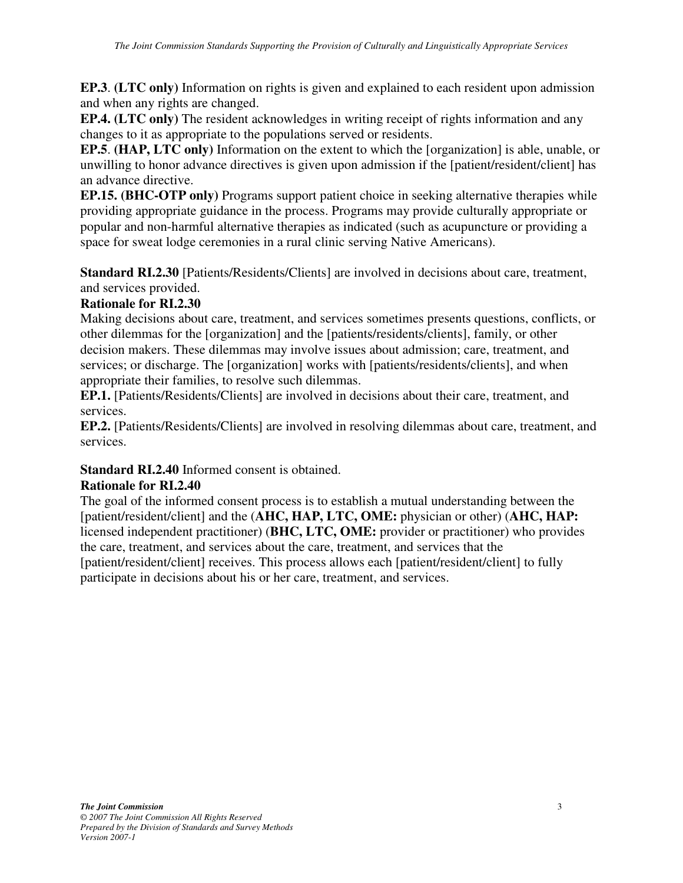**EP.3**. **(LTC only)** Information on rights is given and explained to each resident upon admission and when any rights are changed.
**EP.4. (LTC only)** The resident acknowledges in writing receipt of rights information and any changes to it as appropriate to the populations served or residents.
**EP.5**. (**HAP, LTC only)** Information on the extent to which the [organization] is able, unable, or unwilling to honor advance directives is given upon admission if the [patient/resident/client] has an advance directive.
**EP.15. (BHC-OTP only)** Programs support patient choice in seeking alternative therapies while providing appropriate guidance in the process. Programs may provide culturally appropriate or popular and non-harmful alternative therapies as indicated (such as acupuncture or providing a space for sweat lodge ceremonies in a rural clinic serving Native Americans).

**Standard RI.2.30** [Patients/Residents/Clients] are involved in decisions about care, treatment, and services provided.

**Rationale for RI.2.30**

Making decisions about care, treatment, and services sometimes presents questions, conflicts, or other dilemmas for the [organization] and the [patients/residents/clients], family, or other decision makers. These dilemmas may involve issues about admission; care, treatment, and services; or discharge. The [organization] works with [patients/residents/clients], and when appropriate their families, to resolve such dilemmas.
**EP.1.** [Patients/Residents/Clients] are involved in decisions about their care, treatment, and services.
**EP.2.** [Patients/Residents/Clients] are involved in resolving dilemmas about care, treatment, and services.

**Standard RI.2.40** Informed consent is obtained.

**Rationale for RI.2.40**

The goal of the informed consent process is to establish a mutual understanding between the [patient/resident/client] and the (**AHC, HAP, LTC, OME:** physician or other) (**AHC, HAP:** licensed independent practitioner) (**BHC, LTC, OME:** provider or practitioner) who provides the care, treatment, and services about the care, treatment, and services that the [patient/resident/client] receives. This process allows each [patient/resident/client] to fully participate in decisions about his or her care, treatment, and services.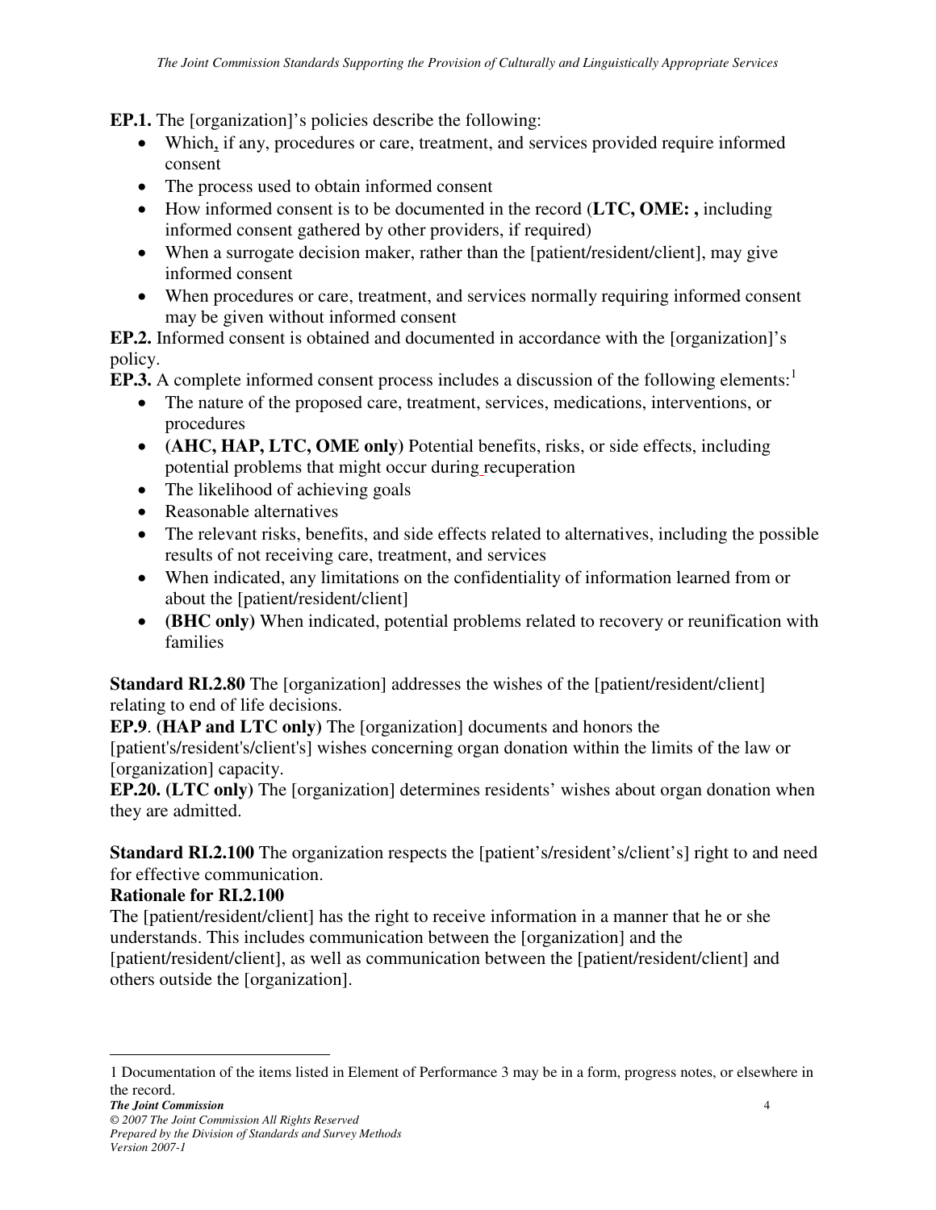**EP.1.** The [organization]'s policies describe the following:

- Which, if any, procedures or care, treatment, and services provided require informed consent
- The process used to obtain informed consent
- How informed consent is to be documented in the record (**LTC, OME: ,** including informed consent gathered by other providers, if required)
- When a surrogate decision maker, rather than the [patient/resident/client], may give informed consent
- When procedures or care, treatment, and services normally requiring informed consent may be given without informed consent

**EP.2.** Informed consent is obtained and documented in accordance with the [organization]'s policy.

**EP.3.** A complete informed consent process includes a discussion of the following elements:[1]

- The nature of the proposed care, treatment, services, medications, interventions, or procedures
- **(AHC, HAP, LTC, OME only)** Potential benefits, risks, or side effects, including potential problems that might occur during recuperation
- The likelihood of achieving goals
- Reasonable alternatives
- The relevant risks, benefits, and side effects related to alternatives, including the possible results of not receiving care, treatment, and services
- When indicated, any limitations on the confidentiality of information learned from or about the [patient/resident/client]
- **(BHC only)** When indicated, potential problems related to recovery or reunification with families

**Standard RI.2.80** The [organization] addresses the wishes of the [patient/resident/client] relating to end of life decisions.

**EP.9**. **(HAP and LTC only)** The [organization] documents and honors the [patient's/resident's/client's] wishes concerning organ donation within the limits of the law or [organization] capacity.

**EP.20. (LTC only)** The [organization] determines residents' wishes about organ donation when they are admitted.

**Standard RI.2.100** The organization respects the [patient's/resident's/client's] right to and need for effective communication.

**Rationale for RI.2.100**

The [patient/resident/client] has the right to receive information in a manner that he or she understands. This includes communication between the [organization] and the [patient/resident/client], as well as communication between the [patient/resident/client] and others outside the [organization].

---

[1] Documentation of the items listed in Element of Performance 3 may be in a form, progress notes, or elsewhere in the record.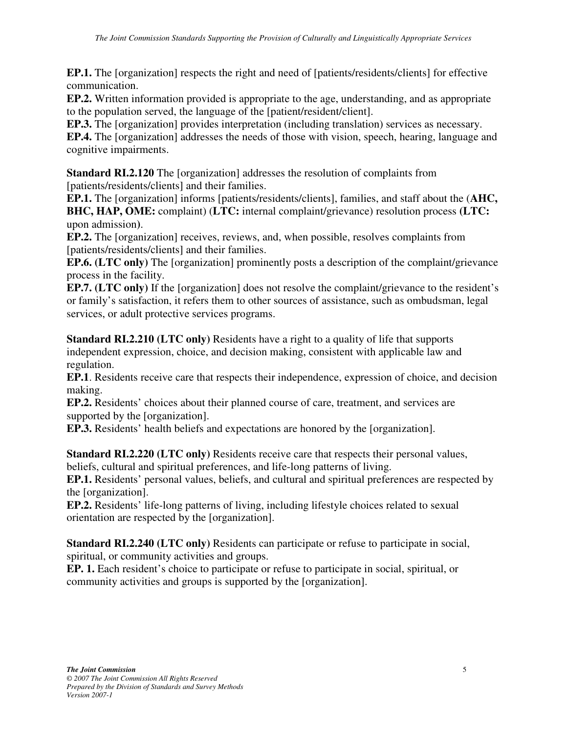**EP.1.** The [organization] respects the right and need of [patients/residents/clients] for effective communication.
**EP.2.** Written information provided is appropriate to the age, understanding, and as appropriate to the population served, the language of the [patient/resident/client].
**EP.3.** The [organization] provides interpretation (including translation) services as necessary.
**EP.4.** The [organization] addresses the needs of those with vision, speech, hearing, language and cognitive impairments.

**Standard RI.2.120** The [organization] addresses the resolution of complaints from [patients/residents/clients] and their families.
**EP.1.** The [organization] informs [patients/residents/clients], families, and staff about the (**AHC, BHC, HAP, OME:** complaint) (**LTC:** internal complaint/grievance) resolution process **(LTC:** upon admission**)**.
**EP.2.** The [organization] receives, reviews, and, when possible, resolves complaints from [patients/residents/clients] and their families.
**EP.6. (LTC only)** The [organization] prominently posts a description of the complaint/grievance process in the facility.
**EP.7. (LTC only)** If the [organization] does not resolve the complaint/grievance to the resident's or family's satisfaction, it refers them to other sources of assistance, such as ombudsman, legal services, or adult protective services programs.

**Standard RI.2.210 (LTC only)** Residents have a right to a quality of life that supports independent expression, choice, and decision making, consistent with applicable law and regulation.
**EP.1**. Residents receive care that respects their independence, expression of choice, and decision making.
**EP.2.** Residents' choices about their planned course of care, treatment, and services are supported by the [organization].
**EP.3.** Residents' health beliefs and expectations are honored by the [organization].

**Standard RI.2.220 (LTC only)** Residents receive care that respects their personal values, beliefs, cultural and spiritual preferences, and life-long patterns of living.
**EP.1.** Residents' personal values, beliefs, and cultural and spiritual preferences are respected by the [organization].
**EP.2.** Residents' life-long patterns of living, including lifestyle choices related to sexual orientation are respected by the [organization].

**Standard RI.2.240 (LTC only)** Residents can participate or refuse to participate in social, spiritual, or community activities and groups.
**EP. 1.** Each resident's choice to participate or refuse to participate in social, spiritual, or community activities and groups is supported by the [organization].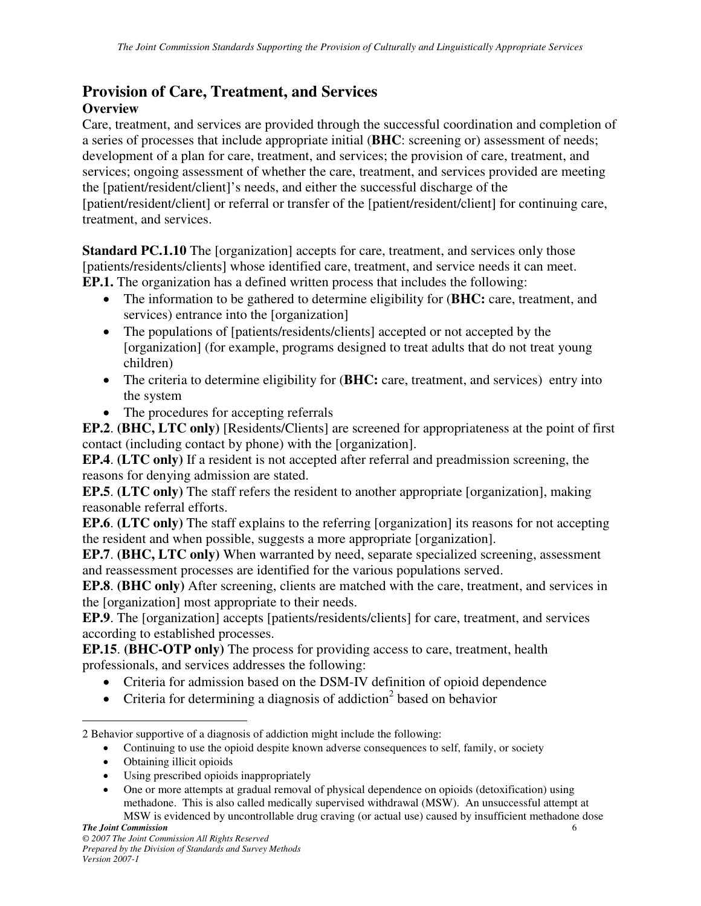## Provision of Care, Treatment, and Services

### Overview

Care, treatment, and services are provided through the successful coordination and completion of a series of processes that include appropriate initial (**BHC**: screening or) assessment of needs; development of a plan for care, treatment, and services; the provision of care, treatment, and services; ongoing assessment of whether the care, treatment, and services provided are meeting the [patient/resident/client]'s needs, and either the successful discharge of the [patient/resident/client] or referral or transfer of the [patient/resident/client] for continuing care, treatment, and services.

**Standard PC.1.10** The [organization] accepts for care, treatment, and services only those [patients/residents/clients] whose identified care, treatment, and service needs it can meet.

**EP.1.** The organization has a defined written process that includes the following:

- The information to be gathered to determine eligibility for (**BHC:** care, treatment, and services) entrance into the [organization]
- The populations of [patients/residents/clients] accepted or not accepted by the [organization] (for example, programs designed to treat adults that do not treat young children)
- The criteria to determine eligibility for (**BHC:** care, treatment, and services) entry into the system
- The procedures for accepting referrals

**EP.2**. **(BHC, LTC only)** [Residents/Clients] are screened for appropriateness at the point of first contact (including contact by phone) with the [organization].

**EP.4**. **(LTC only)** If a resident is not accepted after referral and preadmission screening, the reasons for denying admission are stated.

**EP.5**. **(LTC only)** The staff refers the resident to another appropriate [organization], making reasonable referral efforts.

**EP.6**. **(LTC only)** The staff explains to the referring [organization] its reasons for not accepting the resident and when possible, suggests a more appropriate [organization].

**EP.7**. **(BHC, LTC only)** When warranted by need, separate specialized screening, assessment and reassessment processes are identified for the various populations served.

**EP.8**. **(BHC only)** After screening, clients are matched with the care, treatment, and services in the [organization] most appropriate to their needs.

**EP.9**. The [organization] accepts [patients/residents/clients] for care, treatment, and services according to established processes.

**EP.15**. **(BHC-OTP only)** The process for providing access to care, treatment, health professionals, and services addresses the following:

- Criteria for admission based on the DSM-IV definition of opioid dependence
- Criteria for determining a diagnosis of addiction[2] based on behavior

---

2 Behavior supportive of a diagnosis of addiction might include the following:

- Continuing to use the opioid despite known adverse consequences to self, family, or society
- Obtaining illicit opioids
- Using prescribed opioids inappropriately
- One or more attempts at gradual removal of physical dependence on opioids (detoxification) using methadone. This is also called medically supervised withdrawal (MSW). An unsuccessful attempt at MSW is evidenced by uncontrollable drug craving (or actual use) caused by insufficient methadone dose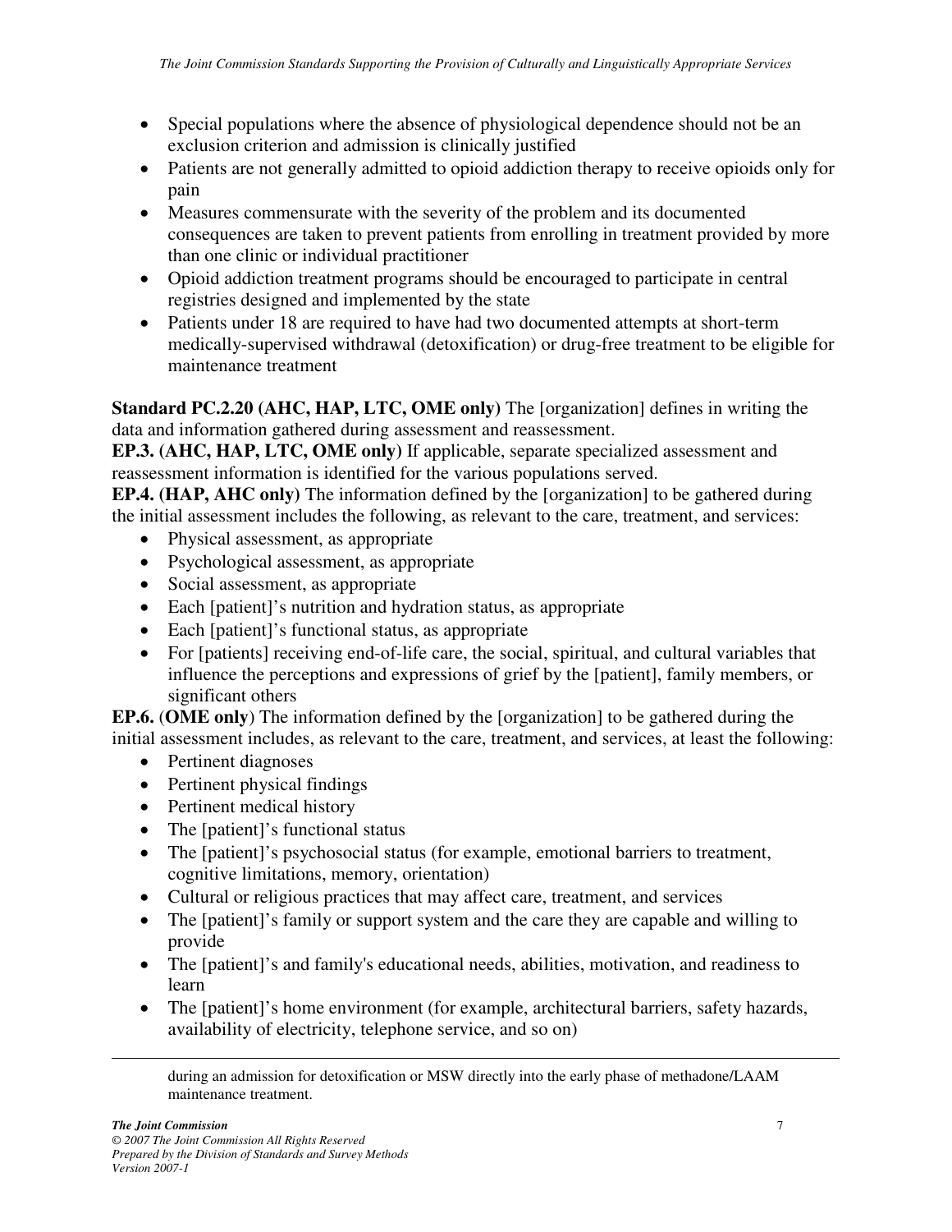- Special populations where the absence of physiological dependence should not be an exclusion criterion and admission is clinically justified
- Patients are not generally admitted to opioid addiction therapy to receive opioids only for pain
- Measures commensurate with the severity of the problem and its documented consequences are taken to prevent patients from enrolling in treatment provided by more than one clinic or individual practitioner
- Opioid addiction treatment programs should be encouraged to participate in central registries designed and implemented by the state
- Patients under 18 are required to have had two documented attempts at short-term medically-supervised withdrawal (detoxification) or drug-free treatment to be eligible for maintenance treatment

**Standard PC.2.20 (AHC, HAP, LTC, OME only)** The [organization] defines in writing the data and information gathered during assessment and reassessment.
**EP.3. (AHC, HAP, LTC, OME only)** If applicable, separate specialized assessment and reassessment information is identified for the various populations served.
**EP.4. (HAP, AHC only)** The information defined by the [organization] to be gathered during the initial assessment includes the following, as relevant to the care, treatment, and services:

- Physical assessment, as appropriate
- Psychological assessment, as appropriate
- Social assessment, as appropriate
- Each [patient]'s nutrition and hydration status, as appropriate
- Each [patient]'s functional status, as appropriate
- For [patients] receiving end-of-life care, the social, spiritual, and cultural variables that influence the perceptions and expressions of grief by the [patient], family members, or significant others

**EP.6.** (**OME only**) The information defined by the [organization] to be gathered during the initial assessment includes, as relevant to the care, treatment, and services, at least the following:

- Pertinent diagnoses
- Pertinent physical findings
- Pertinent medical history
- The [patient]'s functional status
- The [patient]'s psychosocial status (for example, emotional barriers to treatment, cognitive limitations, memory, orientation)
- Cultural or religious practices that may affect care, treatment, and services
- The [patient]'s family or support system and the care they are capable and willing to provide
- The [patient]'s and family's educational needs, abilities, motivation, and readiness to learn
- The [patient]'s home environment (for example, architectural barriers, safety hazards, availability of electricity, telephone service, and so on)

---

during an admission for detoxification or MSW directly into the early phase of methadone/LAAM maintenance treatment.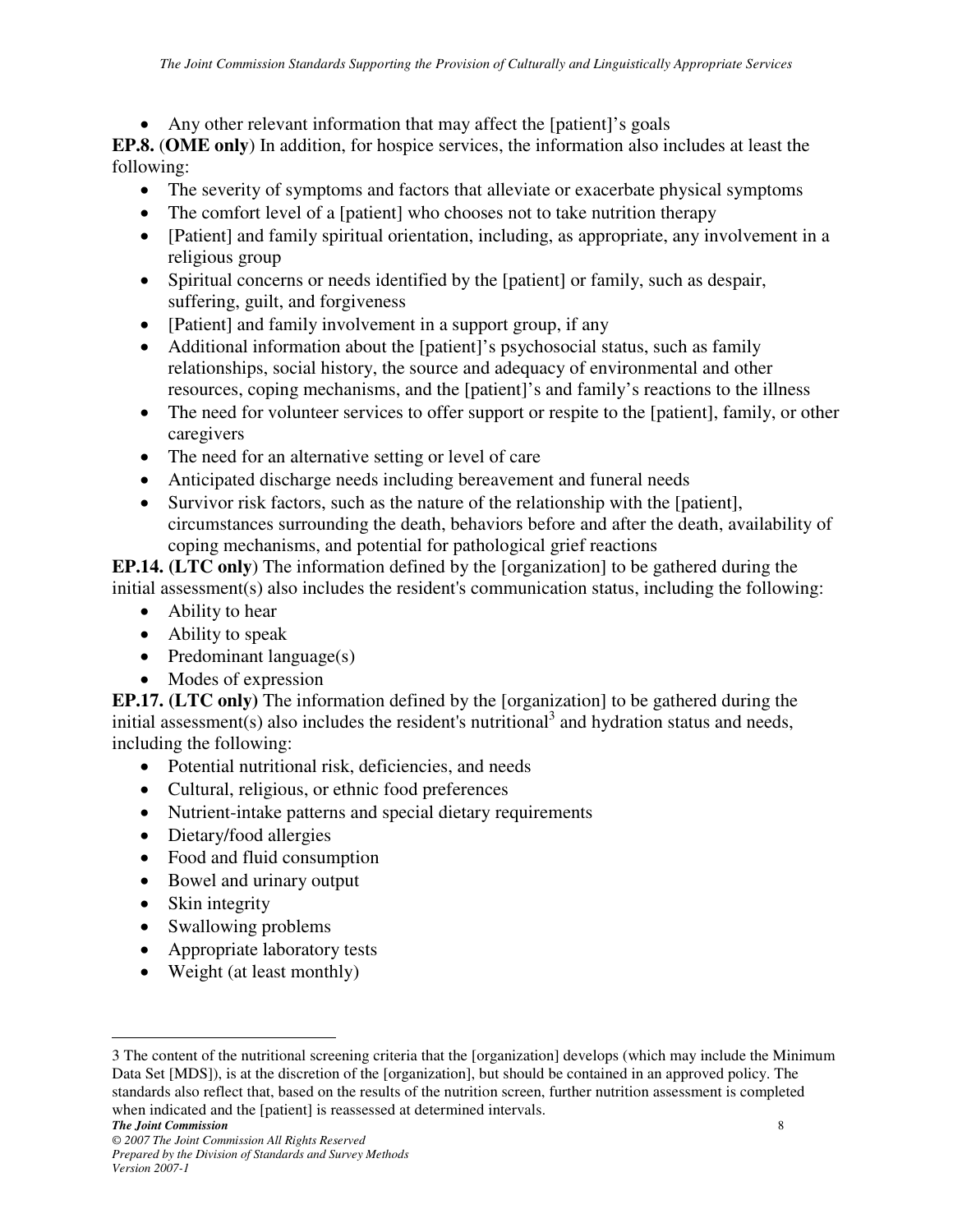- Any other relevant information that may affect the [patient]'s goals

**EP.8.** (**OME only**) In addition, for hospice services, the information also includes at least the following:

- The severity of symptoms and factors that alleviate or exacerbate physical symptoms
- The comfort level of a [patient] who chooses not to take nutrition therapy
- [Patient] and family spiritual orientation, including, as appropriate, any involvement in a religious group
- Spiritual concerns or needs identified by the [patient] or family, such as despair, suffering, guilt, and forgiveness
- [Patient] and family involvement in a support group, if any
- Additional information about the [patient]'s psychosocial status, such as family relationships, social history, the source and adequacy of environmental and other resources, coping mechanisms, and the [patient]'s and family's reactions to the illness
- The need for volunteer services to offer support or respite to the [patient], family, or other caregivers
- The need for an alternative setting or level of care
- Anticipated discharge needs including bereavement and funeral needs
- Survivor risk factors, such as the nature of the relationship with the [patient], circumstances surrounding the death, behaviors before and after the death, availability of coping mechanisms, and potential for pathological grief reactions

**EP.14. (LTC only)** The information defined by the [organization] to be gathered during the initial assessment(s) also includes the resident's communication status, including the following:

- Ability to hear
- Ability to speak
- Predominant language(s)
- Modes of expression

**EP.17. (LTC only)** The information defined by the [organization] to be gathered during the initial assessment(s) also includes the resident's nutritional[3] and hydration status and needs, including the following:

- Potential nutritional risk, deficiencies, and needs
- Cultural, religious, or ethnic food preferences
- Nutrient-intake patterns and special dietary requirements
- Dietary/food allergies
- Food and fluid consumption
- Bowel and urinary output
- Skin integrity
- Swallowing problems
- Appropriate laboratory tests
- Weight (at least monthly)

---

3 The content of the nutritional screening criteria that the [organization] develops (which may include the Minimum Data Set [MDS]), is at the discretion of the [organization], but should be contained in an approved policy. The standards also reflect that, based on the results of the nutrition screen, further nutrition assessment is completed when indicated and the [patient] is reassessed at determined intervals.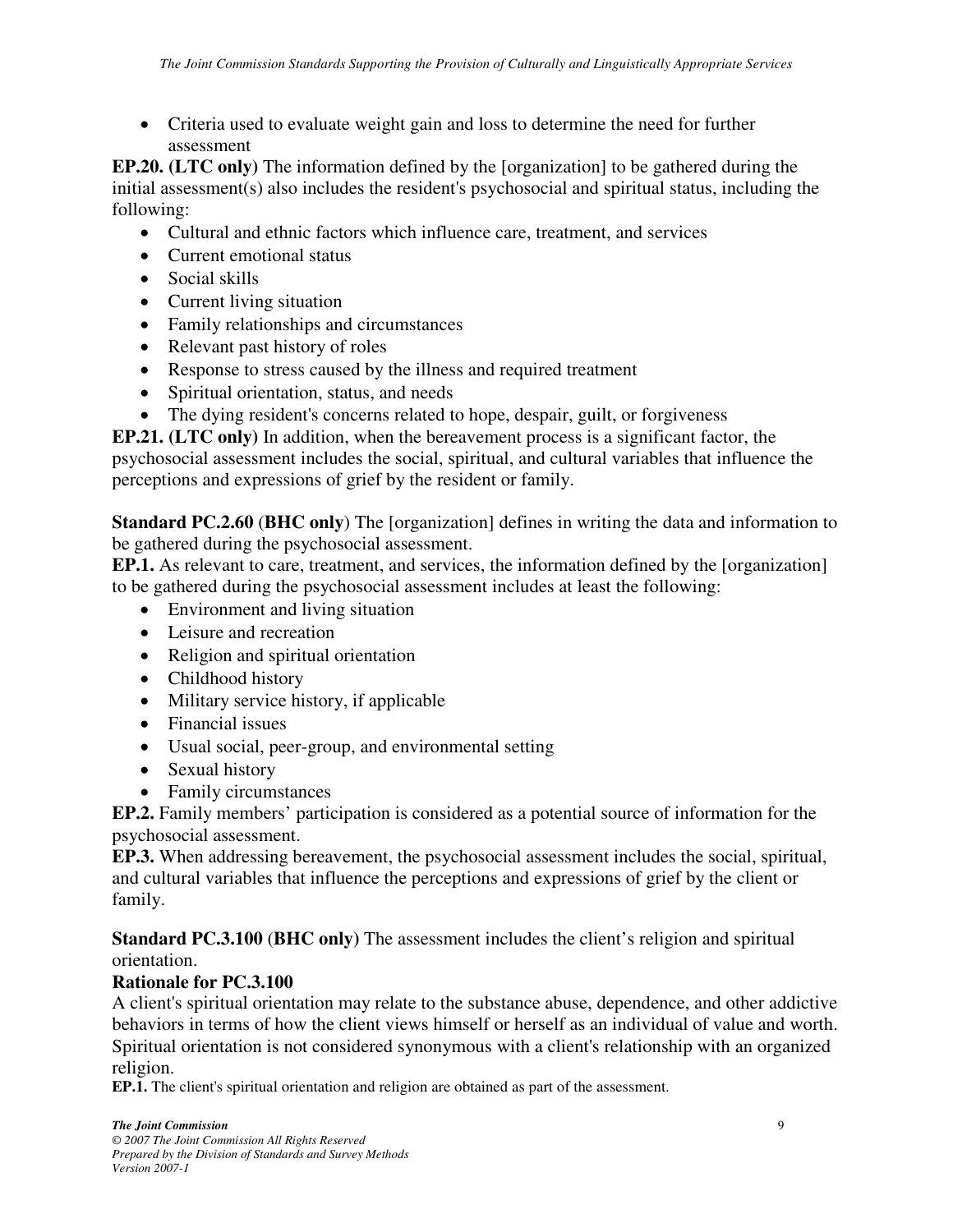- Criteria used to evaluate weight gain and loss to determine the need for further assessment

**EP.20. (LTC only)** The information defined by the [organization] to be gathered during the initial assessment(s) also includes the resident's psychosocial and spiritual status, including the following:

- Cultural and ethnic factors which influence care, treatment, and services
- Current emotional status
- Social skills
- Current living situation
- Family relationships and circumstances
- Relevant past history of roles
- Response to stress caused by the illness and required treatment
- Spiritual orientation, status, and needs
- The dying resident's concerns related to hope, despair, guilt, or forgiveness

**EP.21. (LTC only)** In addition, when the bereavement process is a significant factor, the psychosocial assessment includes the social, spiritual, and cultural variables that influence the perceptions and expressions of grief by the resident or family.

**Standard PC.2.60** (**BHC only**) The [organization] defines in writing the data and information to be gathered during the psychosocial assessment.

**EP.1.** As relevant to care, treatment, and services, the information defined by the [organization] to be gathered during the psychosocial assessment includes at least the following:

- Environment and living situation
- Leisure and recreation
- Religion and spiritual orientation
- Childhood history
- Military service history, if applicable
- Financial issues
- Usual social, peer-group, and environmental setting
- Sexual history
- Family circumstances

**EP.2.** Family members' participation is considered as a potential source of information for the psychosocial assessment.

**EP.3.** When addressing bereavement, the psychosocial assessment includes the social, spiritual, and cultural variables that influence the perceptions and expressions of grief by the client or family.

**Standard PC.3.100** (**BHC only**) The assessment includes the client's religion and spiritual orientation.

**Rationale for PC.3.100**

A client's spiritual orientation may relate to the substance abuse, dependence, and other addictive behaviors in terms of how the client views himself or herself as an individual of value and worth. Spiritual orientation is not considered synonymous with a client's relationship with an organized religion.

**EP.1.** The client's spiritual orientation and religion are obtained as part of the assessment.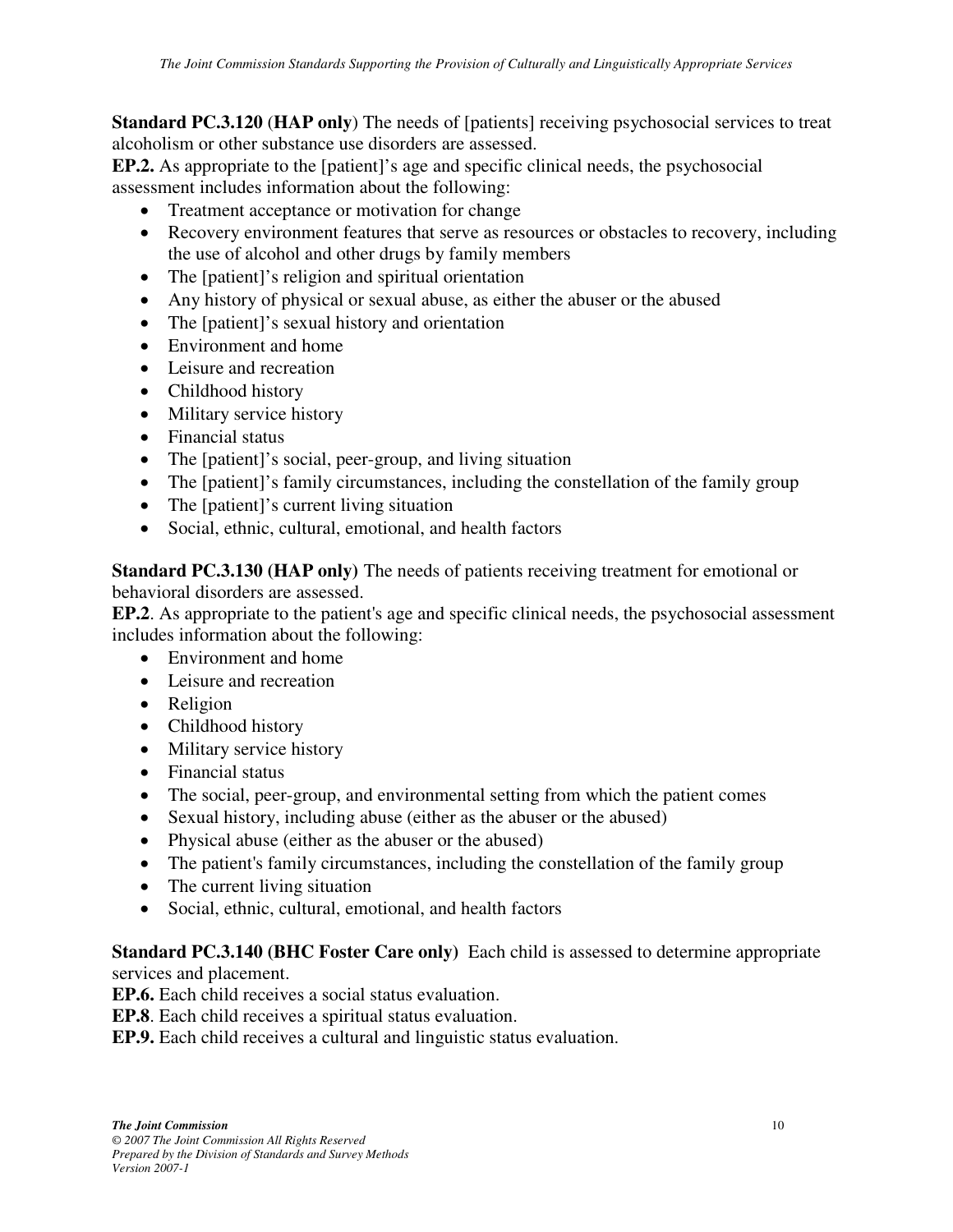**Standard PC.3.120** (**HAP only**) The needs of [patients] receiving psychosocial services to treat alcoholism or other substance use disorders are assessed.

**EP.2.** As appropriate to the [patient]'s age and specific clinical needs, the psychosocial assessment includes information about the following:

- Treatment acceptance or motivation for change
- Recovery environment features that serve as resources or obstacles to recovery, including the use of alcohol and other drugs by family members
- The [patient]'s religion and spiritual orientation
- Any history of physical or sexual abuse, as either the abuser or the abused
- The [patient]'s sexual history and orientation
- Environment and home
- Leisure and recreation
- Childhood history
- Military service history
- Financial status
- The [patient]'s social, peer-group, and living situation
- The [patient]'s family circumstances, including the constellation of the family group
- The [patient]'s current living situation
- Social, ethnic, cultural, emotional, and health factors

**Standard PC.3.130 (HAP only)** The needs of patients receiving treatment for emotional or behavioral disorders are assessed.

**EP.2**. As appropriate to the patient's age and specific clinical needs, the psychosocial assessment includes information about the following:

- Environment and home
- Leisure and recreation
- Religion
- Childhood history
- Military service history
- Financial status
- The social, peer-group, and environmental setting from which the patient comes
- Sexual history, including abuse (either as the abuser or the abused)
- Physical abuse (either as the abuser or the abused)
- The patient's family circumstances, including the constellation of the family group
- The current living situation
- Social, ethnic, cultural, emotional, and health factors

**Standard PC.3.140 (BHC Foster Care only)** Each child is assessed to determine appropriate services and placement.

**EP.6.** Each child receives a social status evaluation.

**EP.8**. Each child receives a spiritual status evaluation.

**EP.9.** Each child receives a cultural and linguistic status evaluation.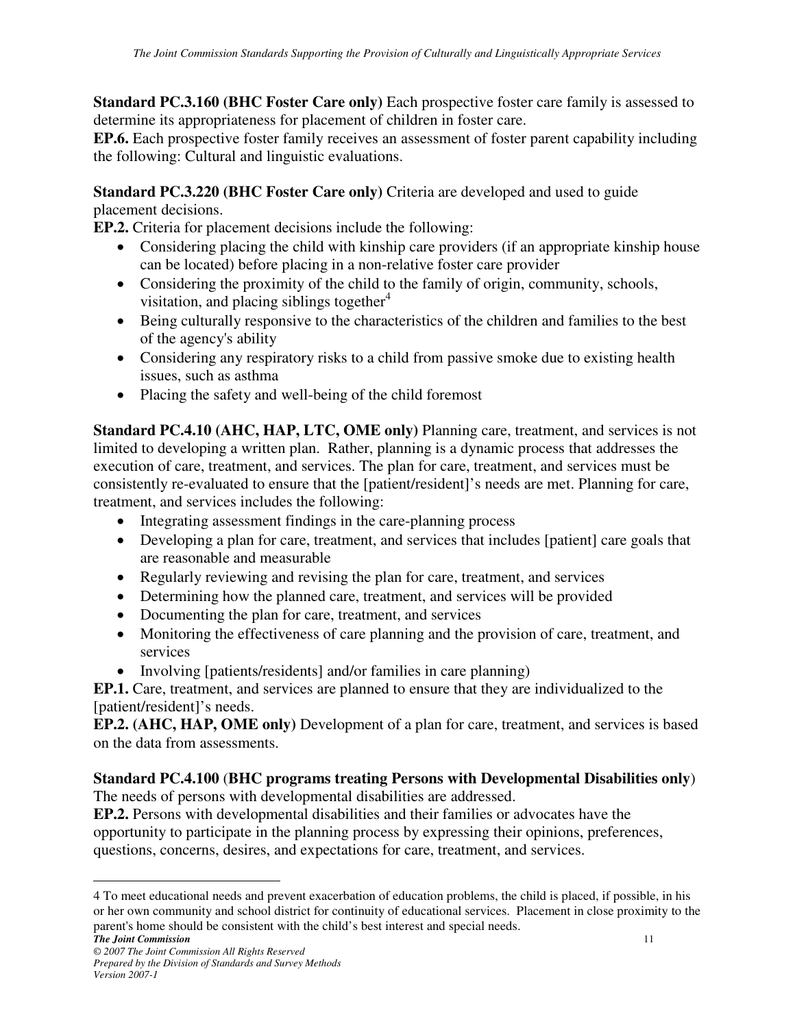**Standard PC.3.160 (BHC Foster Care only)** Each prospective foster care family is assessed to determine its appropriateness for placement of children in foster care.

**EP.6.** Each prospective foster family receives an assessment of foster parent capability including the following: Cultural and linguistic evaluations.

**Standard PC.3.220 (BHC Foster Care only)** Criteria are developed and used to guide placement decisions.

**EP.2.** Criteria for placement decisions include the following:

- Considering placing the child with kinship care providers (if an appropriate kinship house can be located) before placing in a non-relative foster care provider
- Considering the proximity of the child to the family of origin, community, schools, visitation, and placing siblings together[4]
- Being culturally responsive to the characteristics of the children and families to the best of the agency's ability
- Considering any respiratory risks to a child from passive smoke due to existing health issues, such as asthma
- Placing the safety and well-being of the child foremost

**Standard PC.4.10 (AHC, HAP, LTC, OME only)** Planning care, treatment, and services is not limited to developing a written plan. Rather, planning is a dynamic process that addresses the execution of care, treatment, and services. The plan for care, treatment, and services must be consistently re-evaluated to ensure that the [patient/resident]'s needs are met. Planning for care, treatment, and services includes the following:

- Integrating assessment findings in the care-planning process
- Developing a plan for care, treatment, and services that includes [patient] care goals that are reasonable and measurable
- Regularly reviewing and revising the plan for care, treatment, and services
- Determining how the planned care, treatment, and services will be provided
- Documenting the plan for care, treatment, and services
- Monitoring the effectiveness of care planning and the provision of care, treatment, and services
- Involving [patients/residents] and/or families in care planning)

**EP.1.** Care, treatment, and services are planned to ensure that they are individualized to the [patient/resident]'s needs.

**EP.2. (AHC, HAP, OME only)** Development of a plan for care, treatment, and services is based on the data from assessments.

**Standard PC.4.100** (**BHC programs treating Persons with Developmental Disabilities only**) The needs of persons with developmental disabilities are addressed.

**EP.2.** Persons with developmental disabilities and their families or advocates have the opportunity to participate in the planning process by expressing their opinions, preferences, questions, concerns, desires, and expectations for care, treatment, and services.

---

4 To meet educational needs and prevent exacerbation of education problems, the child is placed, if possible, in his or her own community and school district for continuity of educational services. Placement in close proximity to the parent's home should be consistent with the child's best interest and special needs.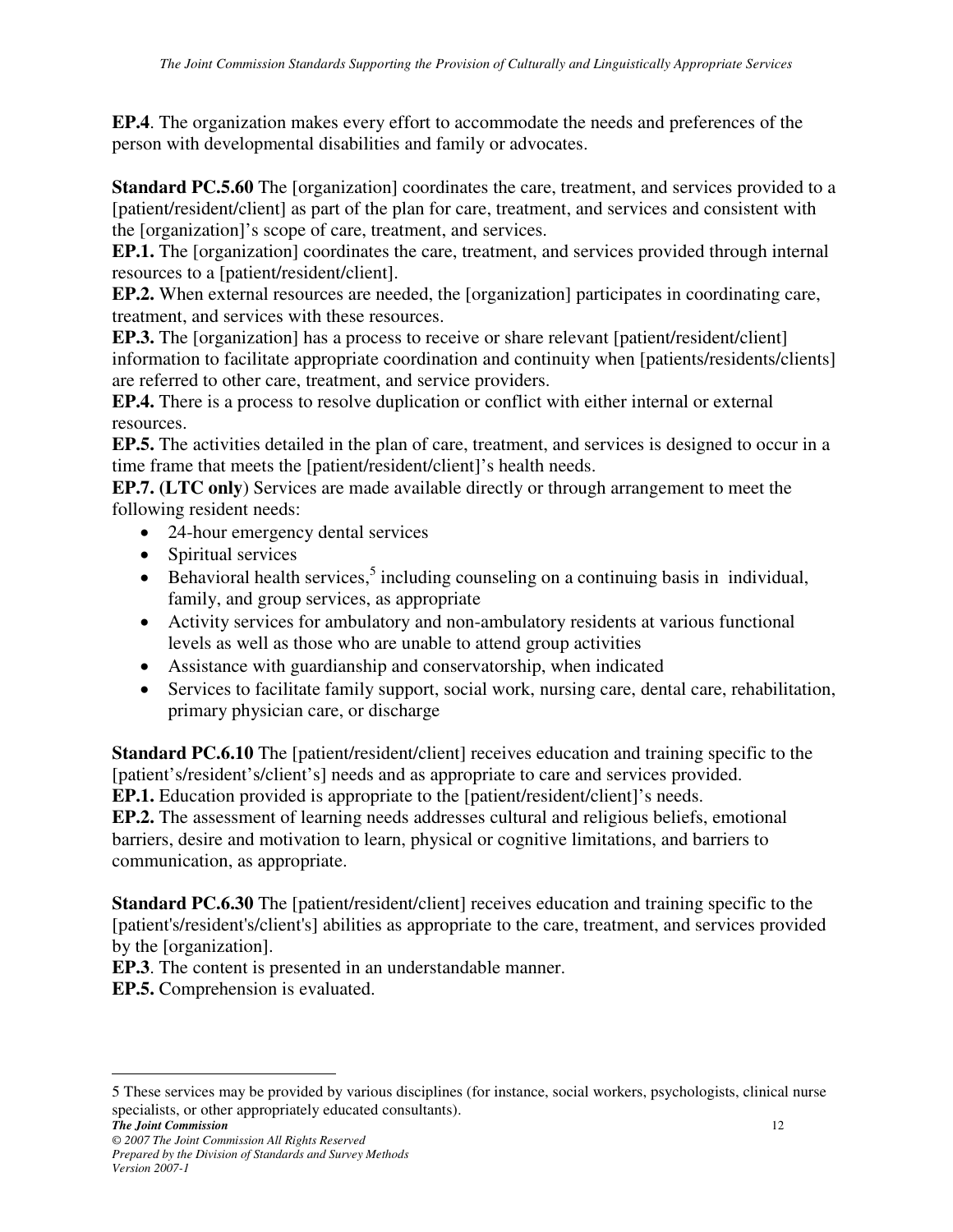**EP.4**. The organization makes every effort to accommodate the needs and preferences of the person with developmental disabilities and family or advocates.

**Standard PC.5.60** The [organization] coordinates the care, treatment, and services provided to a [patient/resident/client] as part of the plan for care, treatment, and services and consistent with the [organization]'s scope of care, treatment, and services.
**EP.1.** The [organization] coordinates the care, treatment, and services provided through internal resources to a [patient/resident/client].
**EP.2.** When external resources are needed, the [organization] participates in coordinating care, treatment, and services with these resources.
**EP.3.** The [organization] has a process to receive or share relevant [patient/resident/client] information to facilitate appropriate coordination and continuity when [patients/residents/clients] are referred to other care, treatment, and service providers.
**EP.4.** There is a process to resolve duplication or conflict with either internal or external resources.
**EP.5.** The activities detailed in the plan of care, treatment, and services is designed to occur in a time frame that meets the [patient/resident/client]'s health needs.
**EP.7.** (**LTC only**) Services are made available directly or through arrangement to meet the following resident needs:

- 24-hour emergency dental services
- Spiritual services
- Behavioral health services,[5] including counseling on a continuing basis in individual, family, and group services, as appropriate
- Activity services for ambulatory and non-ambulatory residents at various functional levels as well as those who are unable to attend group activities
- Assistance with guardianship and conservatorship, when indicated
- Services to facilitate family support, social work, nursing care, dental care, rehabilitation, primary physician care, or discharge

**Standard PC.6.10** The [patient/resident/client] receives education and training specific to the [patient's/resident's/client's] needs and as appropriate to care and services provided.
**EP.1.** Education provided is appropriate to the [patient/resident/client]'s needs.
**EP.2.** The assessment of learning needs addresses cultural and religious beliefs, emotional barriers, desire and motivation to learn, physical or cognitive limitations, and barriers to communication, as appropriate.

**Standard PC.6.30** The [patient/resident/client] receives education and training specific to the [patient's/resident's/client's] abilities as appropriate to the care, treatment, and services provided by the [organization].
**EP.3**. The content is presented in an understandable manner.
**EP.5.** Comprehension is evaluated.

---

5 These services may be provided by various disciplines (for instance, social workers, psychologists, clinical nurse specialists, or other appropriately educated consultants).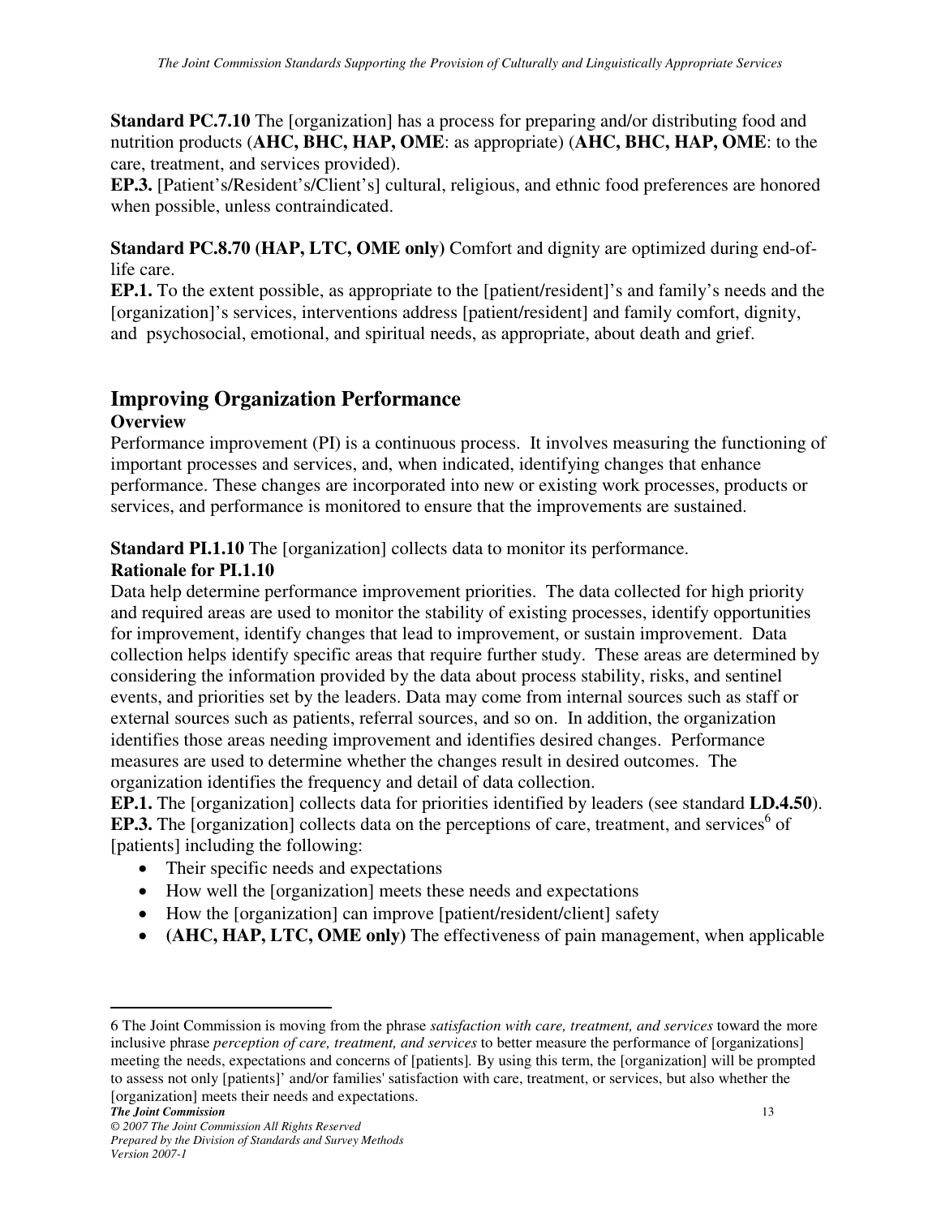**Standard PC.7.10** The [organization] has a process for preparing and/or distributing food and nutrition products (**AHC, BHC, HAP, OME**: as appropriate) (**AHC, BHC, HAP, OME**: to the care, treatment, and services provided).

**EP.3.** [Patient's/Resident's/Client's] cultural, religious, and ethnic food preferences are honored when possible, unless contraindicated.

**Standard PC.8.70 (HAP, LTC, OME only)** Comfort and dignity are optimized during end-of-life care.

**EP.1.** To the extent possible, as appropriate to the [patient/resident]'s and family's needs and the [organization]'s services, interventions address [patient/resident] and family comfort, dignity, and psychosocial, emotional, and spiritual needs, as appropriate, about death and grief.

## Improving Organization Performance

### Overview

Performance improvement (PI) is a continuous process. It involves measuring the functioning of important processes and services, and, when indicated, identifying changes that enhance performance. These changes are incorporated into new or existing work processes, products or services, and performance is monitored to ensure that the improvements are sustained.

**Standard PI.1.10** The [organization] collects data to monitor its performance.

**Rationale for PI.1.10**

Data help determine performance improvement priorities. The data collected for high priority and required areas are used to monitor the stability of existing processes, identify opportunities for improvement, identify changes that lead to improvement, or sustain improvement. Data collection helps identify specific areas that require further study. These areas are determined by considering the information provided by the data about process stability, risks, and sentinel events, and priorities set by the leaders. Data may come from internal sources such as staff or external sources such as patients, referral sources, and so on. In addition, the organization identifies those areas needing improvement and identifies desired changes. Performance measures are used to determine whether the changes result in desired outcomes. The organization identifies the frequency and detail of data collection.

**EP.1.** The [organization] collects data for priorities identified by leaders (see standard **LD.4.50**).

**EP.3.** The [organization] collects data on the perceptions of care, treatment, and services[6] of [patients] including the following:

- Their specific needs and expectations
- How well the [organization] meets these needs and expectations
- How the [organization] can improve [patient/resident/client] safety
- **(AHC, HAP, LTC, OME only)** The effectiveness of pain management, when applicable

---

6 The Joint Commission is moving from the phrase *satisfaction with care, treatment, and services* toward the more inclusive phrase *perception of care, treatment, and services* to better measure the performance of [organizations] meeting the needs, expectations and concerns of [patients]. By using this term, the [organization] will be prompted to assess not only [patients]' and/or families' satisfaction with care, treatment, or services, but also whether the [organization] meets their needs and expectations.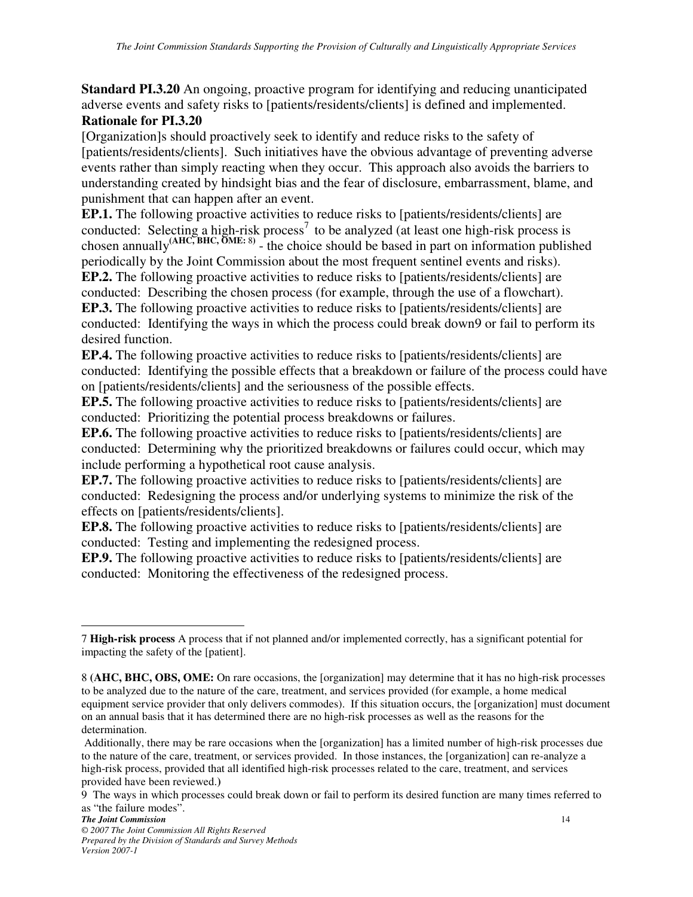**Standard PI.3.20** An ongoing, proactive program for identifying and reducing unanticipated adverse events and safety risks to [patients/residents/clients] is defined and implemented.

**Rationale for PI.3.20**

[Organization]s should proactively seek to identify and reduce risks to the safety of [patients/residents/clients]. Such initiatives have the obvious advantage of preventing adverse events rather than simply reacting when they occur. This approach also avoids the barriers to understanding created by hindsight bias and the fear of disclosure, embarrassment, blame, and punishment that can happen after an event.

**EP.1.** The following proactive activities to reduce risks to [patients/residents/clients] are conducted: Selecting a high-risk process[7] to be analyzed (at least one high-risk process is chosen annually**(AHC, BHC, OME: 8)** - the choice should be based in part on information published periodically by the Joint Commission about the most frequent sentinel events and risks).

**EP.2.** The following proactive activities to reduce risks to [patients/residents/clients] are conducted: Describing the chosen process (for example, through the use of a flowchart).

**EP.3.** The following proactive activities to reduce risks to [patients/residents/clients] are conducted: Identifying the ways in which the process could break down9 or fail to perform its desired function.

**EP.4.** The following proactive activities to reduce risks to [patients/residents/clients] are conducted: Identifying the possible effects that a breakdown or failure of the process could have on [patients/residents/clients] and the seriousness of the possible effects.

**EP.5.** The following proactive activities to reduce risks to [patients/residents/clients] are conducted: Prioritizing the potential process breakdowns or failures.

**EP.6.** The following proactive activities to reduce risks to [patients/residents/clients] are conducted: Determining why the prioritized breakdowns or failures could occur, which may include performing a hypothetical root cause analysis.

**EP.7.** The following proactive activities to reduce risks to [patients/residents/clients] are conducted: Redesigning the process and/or underlying systems to minimize the risk of the effects on [patients/residents/clients].

**EP.8.** The following proactive activities to reduce risks to [patients/residents/clients] are conducted: Testing and implementing the redesigned process.

**EP.9.** The following proactive activities to reduce risks to [patients/residents/clients] are conducted: Monitoring the effectiveness of the redesigned process.

---

7 **High-risk process** A process that if not planned and/or implemented correctly, has a significant potential for impacting the safety of the [patient].

8 **(AHC, BHC, OBS, OME:** On rare occasions, the [organization] may determine that it has no high-risk processes to be analyzed due to the nature of the care, treatment, and services provided (for example, a home medical equipment service provider that only delivers commodes). If this situation occurs, the [organization] must document on an annual basis that it has determined there are no high-risk processes as well as the reasons for the determination.

Additionally, there may be rare occasions when the [organization] has a limited number of high-risk processes due to the nature of the care, treatment, or services provided. In those instances, the [organization] can re-analyze a high-risk process, provided that all identified high-risk processes related to the care, treatment, and services provided have been reviewed.)

9 The ways in which processes could break down or fail to perform its desired function are many times referred to as "the failure modes".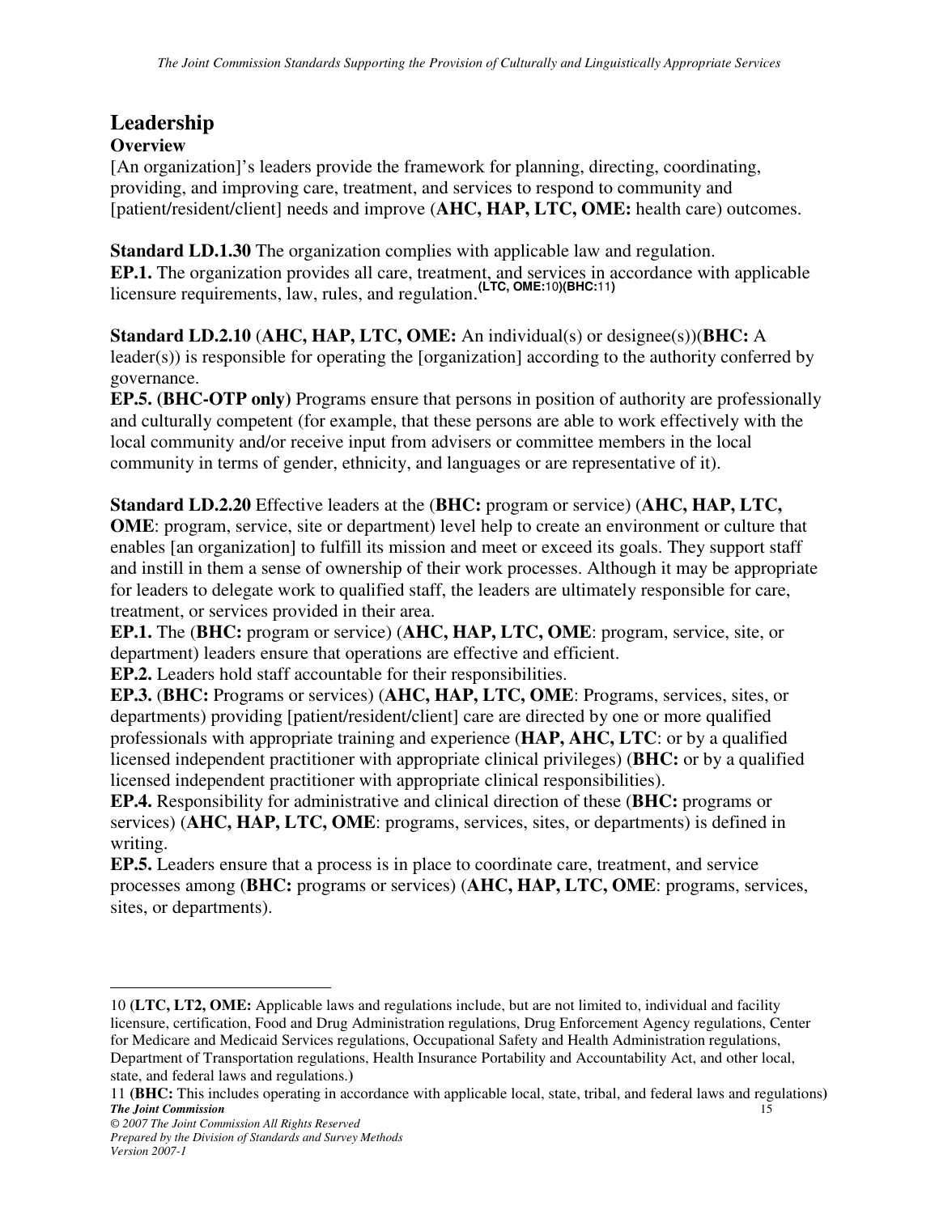## Leadership

### Overview

[An organization]'s leaders provide the framework for planning, directing, coordinating, providing, and improving care, treatment, and services to respond to community and [patient/resident/client] needs and improve (**AHC, HAP, LTC, OME:** health care) outcomes.

**Standard LD.1.30** The organization complies with applicable law and regulation.
**EP.1.** The organization provides all care, treatment, and services in accordance with applicable licensure requirements, law, rules, and regulation.[(LTC, OME:10)(BHC:11)]

**Standard LD.2.10** (**AHC, HAP, LTC, OME:** An individual(s) or designee(s))(**BHC:** A leader(s)) is responsible for operating the [organization] according to the authority conferred by governance.
**EP.5. (BHC-OTP only)** Programs ensure that persons in position of authority are professionally and culturally competent (for example, that these persons are able to work effectively with the local community and/or receive input from advisers or committee members in the local community in terms of gender, ethnicity, and languages or are representative of it).

**Standard LD.2.20** Effective leaders at the (**BHC:** program or service) (**AHC, HAP, LTC, OME**: program, service, site or department) level help to create an environment or culture that enables [an organization] to fulfill its mission and meet or exceed its goals. They support staff and instill in them a sense of ownership of their work processes. Although it may be appropriate for leaders to delegate work to qualified staff, the leaders are ultimately responsible for care, treatment, or services provided in their area.
**EP.1.** The (**BHC:** program or service) (**AHC, HAP, LTC, OME**: program, service, site, or department) leaders ensure that operations are effective and efficient.
**EP.2.** Leaders hold staff accountable for their responsibilities.
**EP.3.** (**BHC:** Programs or services) (**AHC, HAP, LTC, OME**: Programs, services, sites, or departments) providing [patient/resident/client] care are directed by one or more qualified professionals with appropriate training and experience (**HAP, AHC, LTC**: or by a qualified licensed independent practitioner with appropriate clinical privileges) (**BHC:** or by a qualified licensed independent practitioner with appropriate clinical responsibilities).
**EP.4.** Responsibility for administrative and clinical direction of these (**BHC:** programs or services) (**AHC, HAP, LTC, OME**: programs, services, sites, or departments) is defined in writing.
**EP.5.** Leaders ensure that a process is in place to coordinate care, treatment, and service processes among (**BHC:** programs or services) (**AHC, HAP, LTC, OME**: programs, services, sites, or departments).

---

10 (**LTC, LT2, OME:** Applicable laws and regulations include, but are not limited to, individual and facility licensure, certification, Food and Drug Administration regulations, Drug Enforcement Agency regulations, Center for Medicare and Medicaid Services regulations, Occupational Safety and Health Administration regulations, Department of Transportation regulations, Health Insurance Portability and Accountability Act, and other local, state, and federal laws and regulations.)

11 (**BHC:** This includes operating in accordance with applicable local, state, tribal, and federal laws and regulations)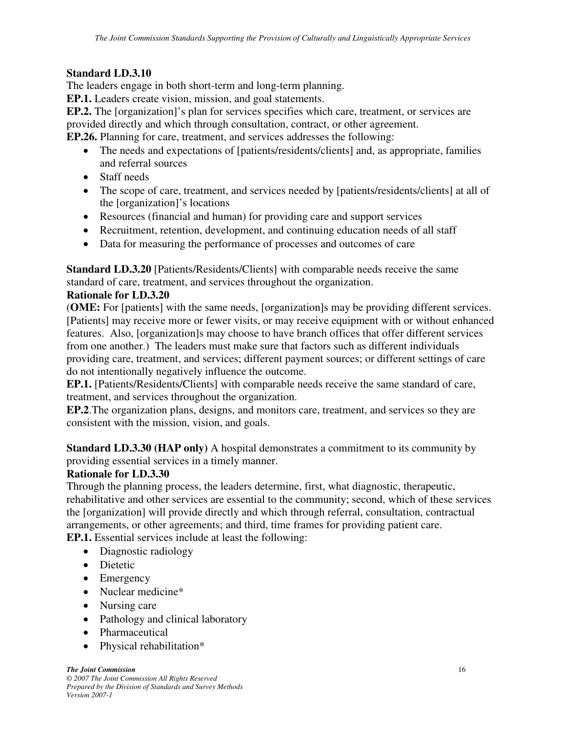**Standard LD.3.10**

The leaders engage in both short-term and long-term planning.

**EP.1.** Leaders create vision, mission, and goal statements.

**EP.2.** The [organization]'s plan for services specifies which care, treatment, or services are provided directly and which through consultation, contract, or other agreement.

**EP.26.** Planning for care, treatment, and services addresses the following:

- The needs and expectations of [patients/residents/clients] and, as appropriate, families and referral sources
- Staff needs
- The scope of care, treatment, and services needed by [patients/residents/clients] at all of the [organization]'s locations
- Resources (financial and human) for providing care and support services
- Recruitment, retention, development, and continuing education needs of all staff
- Data for measuring the performance of processes and outcomes of care

**Standard LD.3.20** [Patients/Residents/Clients] with comparable needs receive the same standard of care, treatment, and services throughout the organization.

**Rationale for LD.3.20**

(**OME:** For [patients] with the same needs, [organization]s may be providing different services. [Patients] may receive more or fewer visits, or may receive equipment with or without enhanced features. Also, [organization]s may choose to have branch offices that offer different services from one another.) The leaders must make sure that factors such as different individuals providing care, treatment, and services; different payment sources; or different settings of care do not intentionally negatively influence the outcome.

**EP.1.** [Patients/Residents/Clients] with comparable needs receive the same standard of care, treatment, and services throughout the organization.

**EP.2**.The organization plans, designs, and monitors care, treatment, and services so they are consistent with the mission, vision, and goals.

**Standard LD.3.30 (HAP only)** A hospital demonstrates a commitment to its community by providing essential services in a timely manner.

**Rationale for LD.3.30**

Through the planning process, the leaders determine, first, what diagnostic, therapeutic, rehabilitative and other services are essential to the community; second, which of these services the [organization] will provide directly and which through referral, consultation, contractual arrangements, or other agreements; and third, time frames for providing patient care.

**EP.1.** Essential services include at least the following:

- Diagnostic radiology
- Dietetic
- Emergency
- Nuclear medicine*
- Nursing care
- Pathology and clinical laboratory
- Pharmaceutical
- Physical rehabilitation*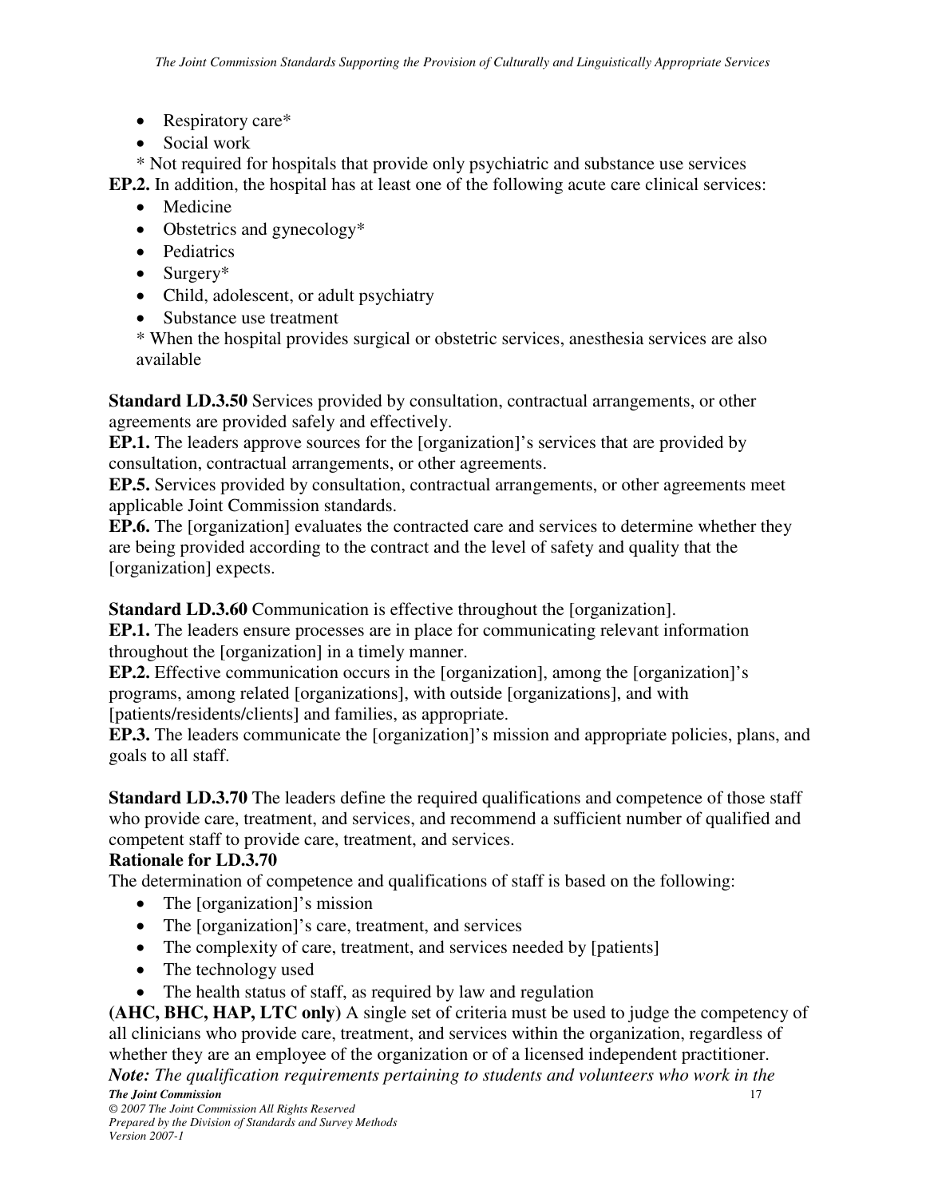- Respiratory care*
- Social work

* Not required for hospitals that provide only psychiatric and substance use services

**EP.2.** In addition, the hospital has at least one of the following acute care clinical services:

- Medicine
- Obstetrics and gynecology*
- Pediatrics
- Surgery*
- Child, adolescent, or adult psychiatry
- Substance use treatment

* When the hospital provides surgical or obstetric services, anesthesia services are also available

**Standard LD.3.50** Services provided by consultation, contractual arrangements, or other agreements are provided safely and effectively.

**EP.1.** The leaders approve sources for the [organization]'s services that are provided by consultation, contractual arrangements, or other agreements.

**EP.5.** Services provided by consultation, contractual arrangements, or other agreements meet applicable Joint Commission standards.

**EP.6.** The [organization] evaluates the contracted care and services to determine whether they are being provided according to the contract and the level of safety and quality that the [organization] expects.

**Standard LD.3.60** Communication is effective throughout the [organization].

**EP.1.** The leaders ensure processes are in place for communicating relevant information throughout the [organization] in a timely manner.

**EP.2.** Effective communication occurs in the [organization], among the [organization]'s programs, among related [organizations], with outside [organizations], and with [patients/residents/clients] and families, as appropriate.

**EP.3.** The leaders communicate the [organization]'s mission and appropriate policies, plans, and goals to all staff.

**Standard LD.3.70** The leaders define the required qualifications and competence of those staff who provide care, treatment, and services, and recommend a sufficient number of qualified and competent staff to provide care, treatment, and services.

**Rationale for LD.3.70**

The determination of competence and qualifications of staff is based on the following:

- The [organization]'s mission
- The [organization]'s care, treatment, and services
- The complexity of care, treatment, and services needed by [patients]
- The technology used
- The health status of staff, as required by law and regulation

**(AHC, BHC, HAP, LTC only)** A single set of criteria must be used to judge the competency of all clinicians who provide care, treatment, and services within the organization, regardless of whether they are an employee of the organization or of a licensed independent practitioner.

***Note:*** *The qualification requirements pertaining to students and volunteers who work in the*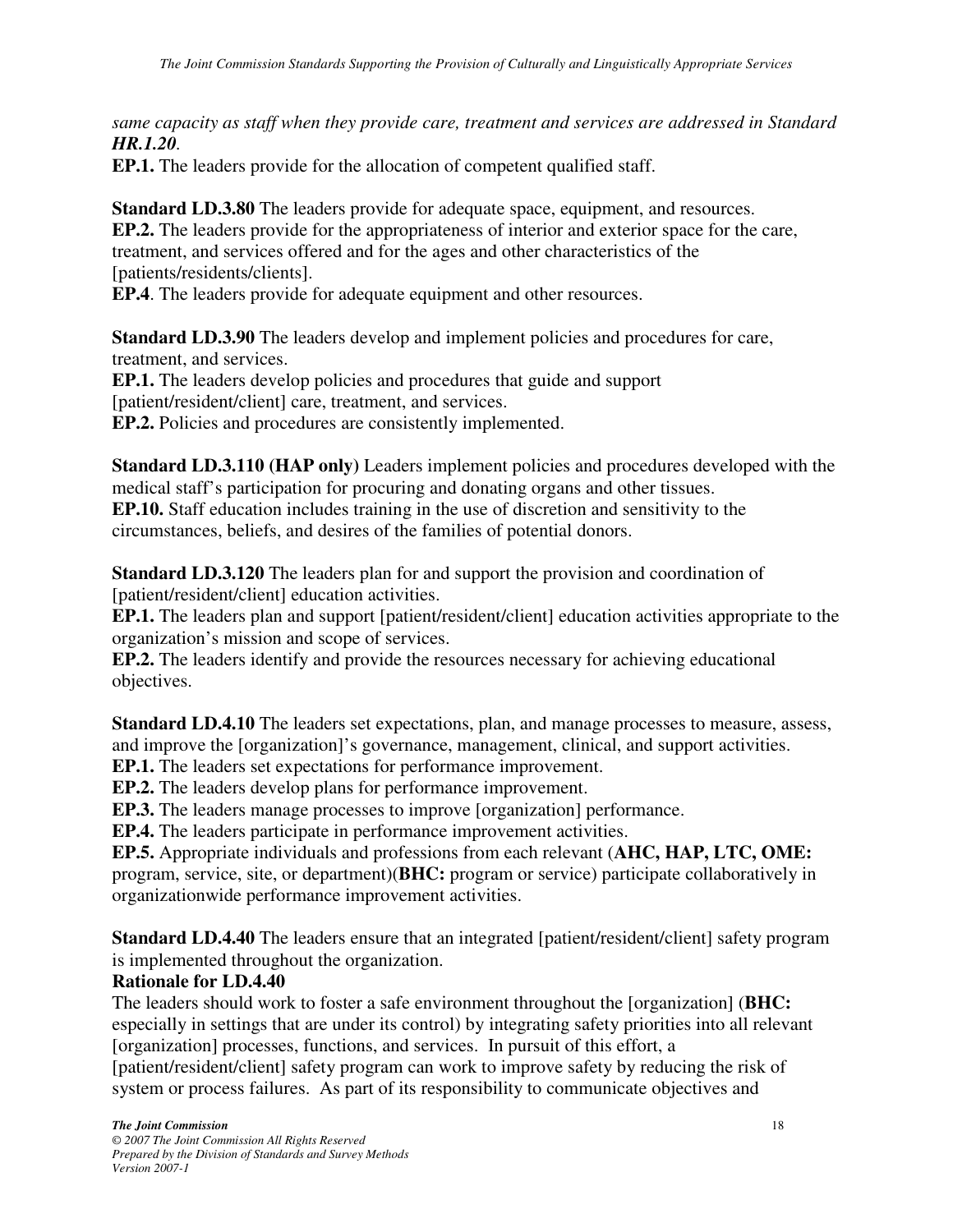*same capacity as staff when they provide care, treatment and services are addressed in Standard **HR.1.20**.*

**EP.1.** The leaders provide for the allocation of competent qualified staff.

**Standard LD.3.80** The leaders provide for adequate space, equipment, and resources.
**EP.2.** The leaders provide for the appropriateness of interior and exterior space for the care, treatment, and services offered and for the ages and other characteristics of the [patients/residents/clients].
**EP.4**. The leaders provide for adequate equipment and other resources.

**Standard LD.3.90** The leaders develop and implement policies and procedures for care, treatment, and services.
**EP.1.** The leaders develop policies and procedures that guide and support [patient/resident/client] care, treatment, and services.
**EP.2.** Policies and procedures are consistently implemented.

**Standard LD.3.110 (HAP only)** Leaders implement policies and procedures developed with the medical staff's participation for procuring and donating organs and other tissues.
**EP.10.** Staff education includes training in the use of discretion and sensitivity to the circumstances, beliefs, and desires of the families of potential donors.

**Standard LD.3.120** The leaders plan for and support the provision and coordination of [patient/resident/client] education activities.
**EP.1.** The leaders plan and support [patient/resident/client] education activities appropriate to the organization's mission and scope of services.
**EP.2.** The leaders identify and provide the resources necessary for achieving educational objectives.

**Standard LD.4.10** The leaders set expectations, plan, and manage processes to measure, assess, and improve the [organization]'s governance, management, clinical, and support activities.
**EP.1.** The leaders set expectations for performance improvement.
**EP.2.** The leaders develop plans for performance improvement.
**EP.3.** The leaders manage processes to improve [organization] performance.
**EP.4.** The leaders participate in performance improvement activities.
**EP.5.** Appropriate individuals and professions from each relevant (**AHC, HAP, LTC, OME:** program, service, site, or department)(**BHC:** program or service) participate collaboratively in organizationwide performance improvement activities.

**Standard LD.4.40** The leaders ensure that an integrated [patient/resident/client] safety program is implemented throughout the organization.

**Rationale for LD.4.40**

The leaders should work to foster a safe environment throughout the [organization] (**BHC:** especially in settings that are under its control) by integrating safety priorities into all relevant [organization] processes, functions, and services. In pursuit of this effort, a [patient/resident/client] safety program can work to improve safety by reducing the risk of system or process failures. As part of its responsibility to communicate objectives and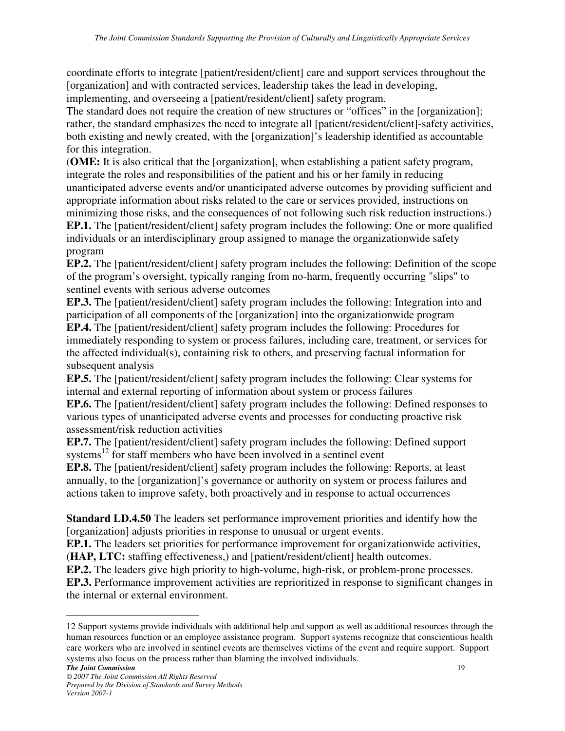coordinate efforts to integrate [patient/resident/client] care and support services throughout the [organization] and with contracted services, leadership takes the lead in developing, implementing, and overseeing a [patient/resident/client] safety program.

The standard does not require the creation of new structures or "offices" in the [organization]; rather, the standard emphasizes the need to integrate all [patient/resident/client]-safety activities, both existing and newly created, with the [organization]'s leadership identified as accountable for this integration.

(**OME:** It is also critical that the [organization], when establishing a patient safety program, integrate the roles and responsibilities of the patient and his or her family in reducing unanticipated adverse events and/or unanticipated adverse outcomes by providing sufficient and appropriate information about risks related to the care or services provided, instructions on minimizing those risks, and the consequences of not following such risk reduction instructions.)

**EP.1.** The [patient/resident/client] safety program includes the following: One or more qualified individuals or an interdisciplinary group assigned to manage the organizationwide safety program

**EP.2.** The [patient/resident/client] safety program includes the following: Definition of the scope of the program's oversight, typically ranging from no-harm, frequently occurring "slips" to sentinel events with serious adverse outcomes

**EP.3.** The [patient/resident/client] safety program includes the following: Integration into and participation of all components of the [organization] into the organizationwide program

**EP.4.** The [patient/resident/client] safety program includes the following: Procedures for immediately responding to system or process failures, including care, treatment, or services for the affected individual(s), containing risk to others, and preserving factual information for subsequent analysis

**EP.5.** The [patient/resident/client] safety program includes the following: Clear systems for internal and external reporting of information about system or process failures

**EP.6.** The [patient/resident/client] safety program includes the following: Defined responses to various types of unanticipated adverse events and processes for conducting proactive risk assessment/risk reduction activities

**EP.7.** The [patient/resident/client] safety program includes the following: Defined support systems[12] for staff members who have been involved in a sentinel event

**EP.8.** The [patient/resident/client] safety program includes the following: Reports, at least annually, to the [organization]'s governance or authority on system or process failures and actions taken to improve safety, both proactively and in response to actual occurrences

**Standard LD.4.50** The leaders set performance improvement priorities and identify how the [organization] adjusts priorities in response to unusual or urgent events.

**EP.1.** The leaders set priorities for performance improvement for organizationwide activities, (**HAP, LTC:** staffing effectiveness,) and [patient/resident/client] health outcomes.

**EP.2.** The leaders give high priority to high-volume, high-risk, or problem-prone processes.

**EP.3.** Performance improvement activities are reprioritized in response to significant changes in the internal or external environment.

---

12 Support systems provide individuals with additional help and support as well as additional resources through the human resources function or an employee assistance program. Support systems recognize that conscientious health care workers who are involved in sentinel events are themselves victims of the event and require support. Support systems also focus on the process rather than blaming the involved individuals.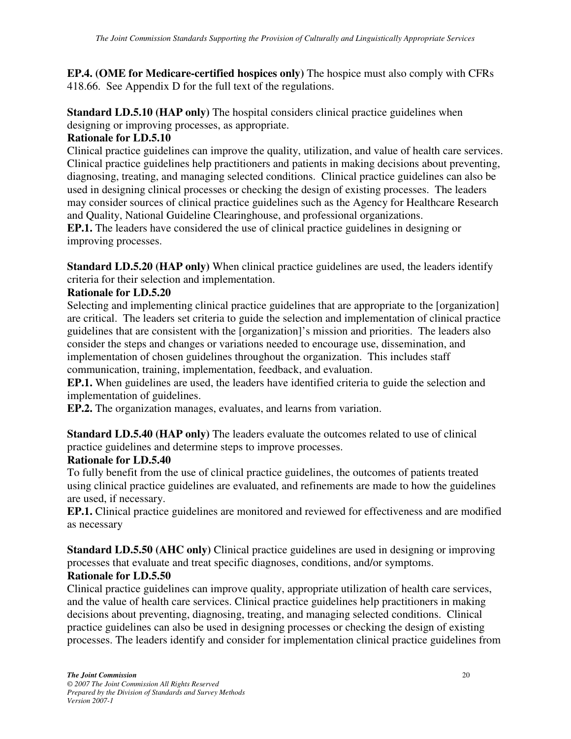**EP.4. (OME for Medicare-certified hospices only)** The hospice must also comply with CFRs 418.66. See Appendix D for the full text of the regulations.

**Standard LD.5.10 (HAP only)** The hospital considers clinical practice guidelines when designing or improving processes, as appropriate.

**Rationale for LD.5.10**

Clinical practice guidelines can improve the quality, utilization, and value of health care services. Clinical practice guidelines help practitioners and patients in making decisions about preventing, diagnosing, treating, and managing selected conditions. Clinical practice guidelines can also be used in designing clinical processes or checking the design of existing processes. The leaders may consider sources of clinical practice guidelines such as the Agency for Healthcare Research and Quality, National Guideline Clearinghouse, and professional organizations.

**EP.1.** The leaders have considered the use of clinical practice guidelines in designing or improving processes.

**Standard LD.5.20 (HAP only)** When clinical practice guidelines are used, the leaders identify criteria for their selection and implementation.

**Rationale for LD.5.20**

Selecting and implementing clinical practice guidelines that are appropriate to the [organization] are critical. The leaders set criteria to guide the selection and implementation of clinical practice guidelines that are consistent with the [organization]'s mission and priorities. The leaders also consider the steps and changes or variations needed to encourage use, dissemination, and implementation of chosen guidelines throughout the organization. This includes staff communication, training, implementation, feedback, and evaluation.

**EP.1.** When guidelines are used, the leaders have identified criteria to guide the selection and implementation of guidelines.

**EP.2.** The organization manages, evaluates, and learns from variation.

**Standard LD.5.40 (HAP only)** The leaders evaluate the outcomes related to use of clinical practice guidelines and determine steps to improve processes.

**Rationale for LD.5.40**

To fully benefit from the use of clinical practice guidelines, the outcomes of patients treated using clinical practice guidelines are evaluated, and refinements are made to how the guidelines are used, if necessary.

**EP.1.** Clinical practice guidelines are monitored and reviewed for effectiveness and are modified as necessary

**Standard LD.5.50 (AHC only)** Clinical practice guidelines are used in designing or improving processes that evaluate and treat specific diagnoses, conditions, and/or symptoms.

**Rationale for LD.5.50**

Clinical practice guidelines can improve quality, appropriate utilization of health care services, and the value of health care services. Clinical practice guidelines help practitioners in making decisions about preventing, diagnosing, treating, and managing selected conditions. Clinical practice guidelines can also be used in designing processes or checking the design of existing processes. The leaders identify and consider for implementation clinical practice guidelines from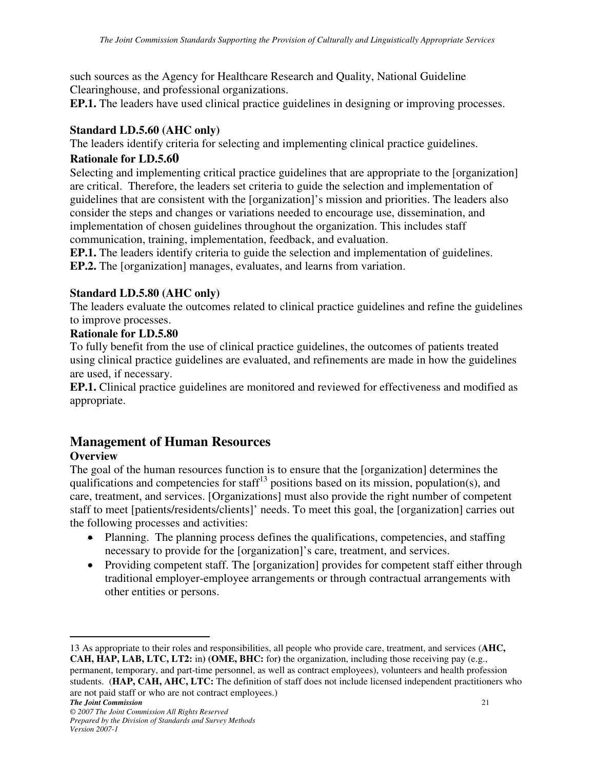such sources as the Agency for Healthcare Research and Quality, National Guideline Clearinghouse, and professional organizations.
**EP.1.** The leaders have used clinical practice guidelines in designing or improving processes.

**Standard LD.5.60 (AHC only)**
The leaders identify criteria for selecting and implementing clinical practice guidelines.

**Rationale for LD.5.60**
Selecting and implementing critical practice guidelines that are appropriate to the [organization] are critical. Therefore, the leaders set criteria to guide the selection and implementation of guidelines that are consistent with the [organization]'s mission and priorities. The leaders also consider the steps and changes or variations needed to encourage use, dissemination, and implementation of chosen guidelines throughout the organization. This includes staff communication, training, implementation, feedback, and evaluation.
**EP.1.** The leaders identify criteria to guide the selection and implementation of guidelines.
**EP.2.** The [organization] manages, evaluates, and learns from variation.

**Standard LD.5.80 (AHC only)**
The leaders evaluate the outcomes related to clinical practice guidelines and refine the guidelines to improve processes.

**Rationale for LD.5.80**
To fully benefit from the use of clinical practice guidelines, the outcomes of patients treated using clinical practice guidelines are evaluated, and refinements are made in how the guidelines are used, if necessary.
**EP.1.** Clinical practice guidelines are monitored and reviewed for effectiveness and modified as appropriate.

## Management of Human Resources

**Overview**
The goal of the human resources function is to ensure that the [organization] determines the qualifications and competencies for staff[13] positions based on its mission, population(s), and care, treatment, and services. [Organizations] must also provide the right number of competent staff to meet [patients/residents/clients]' needs. To meet this goal, the [organization] carries out the following processes and activities:

- Planning. The planning process defines the qualifications, competencies, and staffing necessary to provide for the [organization]'s care, treatment, and services.
- Providing competent staff. The [organization] provides for competent staff either through traditional employer-employee arrangements or through contractual arrangements with other entities or persons.

---

13 As appropriate to their roles and responsibilities, all people who provide care, treatment, and services (**AHC, CAH, HAP, LAB, LTC, LT2:** in) (**OME, BHC:** for) the organization, including those receiving pay (e.g., permanent, temporary, and part-time personnel, as well as contract employees), volunteers and health profession students. (**HAP, CAH, AHC, LTC:** The definition of staff does not include licensed independent practitioners who are not paid staff or who are not contract employees.)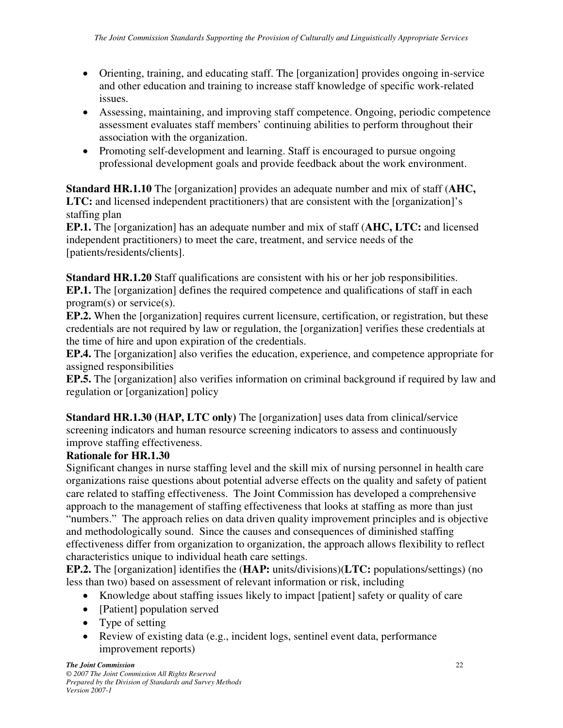- Orienting, training, and educating staff. The [organization] provides ongoing in-service and other education and training to increase staff knowledge of specific work-related issues.
- Assessing, maintaining, and improving staff competence. Ongoing, periodic competence assessment evaluates staff members' continuing abilities to perform throughout their association with the organization.
- Promoting self-development and learning. Staff is encouraged to pursue ongoing professional development goals and provide feedback about the work environment.

**Standard HR.1.10** The [organization] provides an adequate number and mix of staff (**AHC, LTC:** and licensed independent practitioners) that are consistent with the [organization]'s staffing plan

**EP.1.** The [organization] has an adequate number and mix of staff (**AHC, LTC:** and licensed independent practitioners) to meet the care, treatment, and service needs of the [patients/residents/clients].

**Standard HR.1.20** Staff qualifications are consistent with his or her job responsibilities.

**EP.1.** The [organization] defines the required competence and qualifications of staff in each program(s) or service(s).

**EP.2.** When the [organization] requires current licensure, certification, or registration, but these credentials are not required by law or regulation, the [organization] verifies these credentials at the time of hire and upon expiration of the credentials.

**EP.4.** The [organization] also verifies the education, experience, and competence appropriate for assigned responsibilities

**EP.5.** The [organization] also verifies information on criminal background if required by law and regulation or [organization] policy

**Standard HR.1.30 (HAP, LTC only)** The [organization] uses data from clinical/service screening indicators and human resource screening indicators to assess and continuously improve staffing effectiveness.

**Rationale for HR.1.30**

Significant changes in nurse staffing level and the skill mix of nursing personnel in health care organizations raise questions about potential adverse effects on the quality and safety of patient care related to staffing effectiveness. The Joint Commission has developed a comprehensive approach to the management of staffing effectiveness that looks at staffing as more than just "numbers." The approach relies on data driven quality improvement principles and is objective and methodologically sound. Since the causes and consequences of diminished staffing effectiveness differ from organization to organization, the approach allows flexibility to reflect characteristics unique to individual heath care settings.

**EP.2.** The [organization] identifies the (**HAP:** units/divisions)(**LTC:** populations/settings) (no less than two) based on assessment of relevant information or risk, including

- Knowledge about staffing issues likely to impact [patient] safety or quality of care
- [Patient] population served
- Type of setting
- Review of existing data (e.g., incident logs, sentinel event data, performance improvement reports)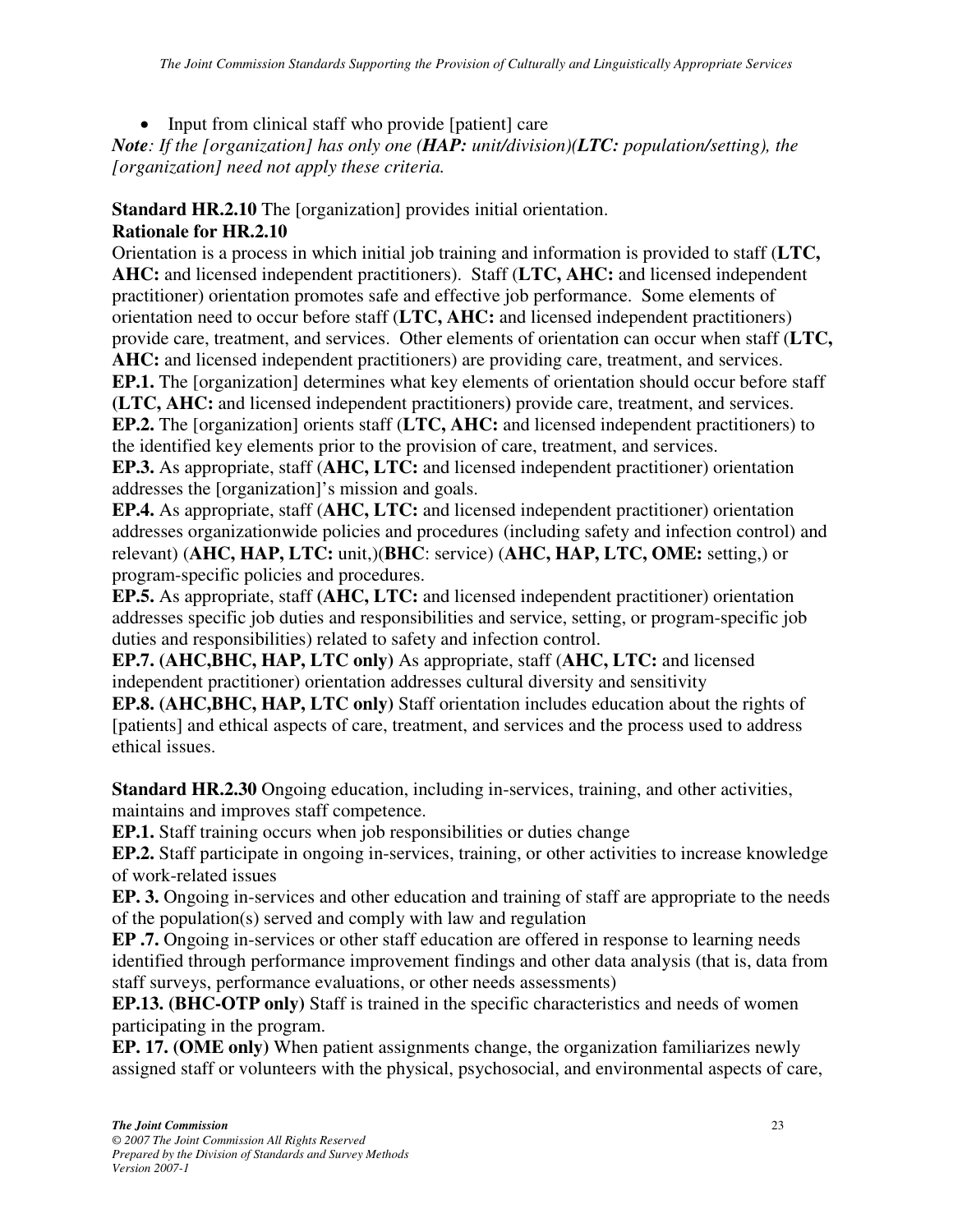- Input from clinical staff who provide [patient] care

***Note**: If the [organization] has only one (**HAP:** unit/division)(**LTC:** population/setting), the [organization] need not apply these criteria.*

**Standard HR.2.10** The [organization] provides initial orientation.

**Rationale for HR.2.10**

Orientation is a process in which initial job training and information is provided to staff (**LTC, AHC:** and licensed independent practitioners). Staff (**LTC, AHC:** and licensed independent practitioner) orientation promotes safe and effective job performance. Some elements of orientation need to occur before staff (**LTC, AHC:** and licensed independent practitioners) provide care, treatment, and services. Other elements of orientation can occur when staff (**LTC, AHC:** and licensed independent practitioners) are providing care, treatment, and services.

**EP.1.** The [organization] determines what key elements of orientation should occur before staff **(LTC, AHC:** and licensed independent practitioners**)** provide care, treatment, and services.

**EP.2.** The [organization] orients staff (**LTC, AHC:** and licensed independent practitioners) to the identified key elements prior to the provision of care, treatment, and services.

**EP.3.** As appropriate, staff (**AHC, LTC:** and licensed independent practitioner) orientation addresses the [organization]'s mission and goals.

**EP.4.** As appropriate, staff (**AHC, LTC:** and licensed independent practitioner) orientation addresses organizationwide policies and procedures (including safety and infection control) and relevant) (**AHC, HAP, LTC:** unit,)(**BHC**: service) (**AHC, HAP, LTC, OME:** setting,) or program-specific policies and procedures.

**EP.5.** As appropriate, staff **(AHC, LTC:** and licensed independent practitioner) orientation addresses specific job duties and responsibilities and service, setting, or program-specific job duties and responsibilities) related to safety and infection control.

**EP.7. (AHC,BHC, HAP, LTC only)** As appropriate, staff (**AHC, LTC:** and licensed independent practitioner) orientation addresses cultural diversity and sensitivity

**EP.8. (AHC,BHC, HAP, LTC only)** Staff orientation includes education about the rights of [patients] and ethical aspects of care, treatment, and services and the process used to address ethical issues.

**Standard HR.2.30** Ongoing education, including in-services, training, and other activities, maintains and improves staff competence.

**EP.1.** Staff training occurs when job responsibilities or duties change

**EP.2.** Staff participate in ongoing in-services, training, or other activities to increase knowledge of work-related issues

**EP. 3.** Ongoing in-services and other education and training of staff are appropriate to the needs of the population(s) served and comply with law and regulation

**EP .7.** Ongoing in-services or other staff education are offered in response to learning needs identified through performance improvement findings and other data analysis (that is, data from staff surveys, performance evaluations, or other needs assessments)

**EP.13. (BHC-OTP only)** Staff is trained in the specific characteristics and needs of women participating in the program.

**EP. 17. (OME only)** When patient assignments change, the organization familiarizes newly assigned staff or volunteers with the physical, psychosocial, and environmental aspects of care,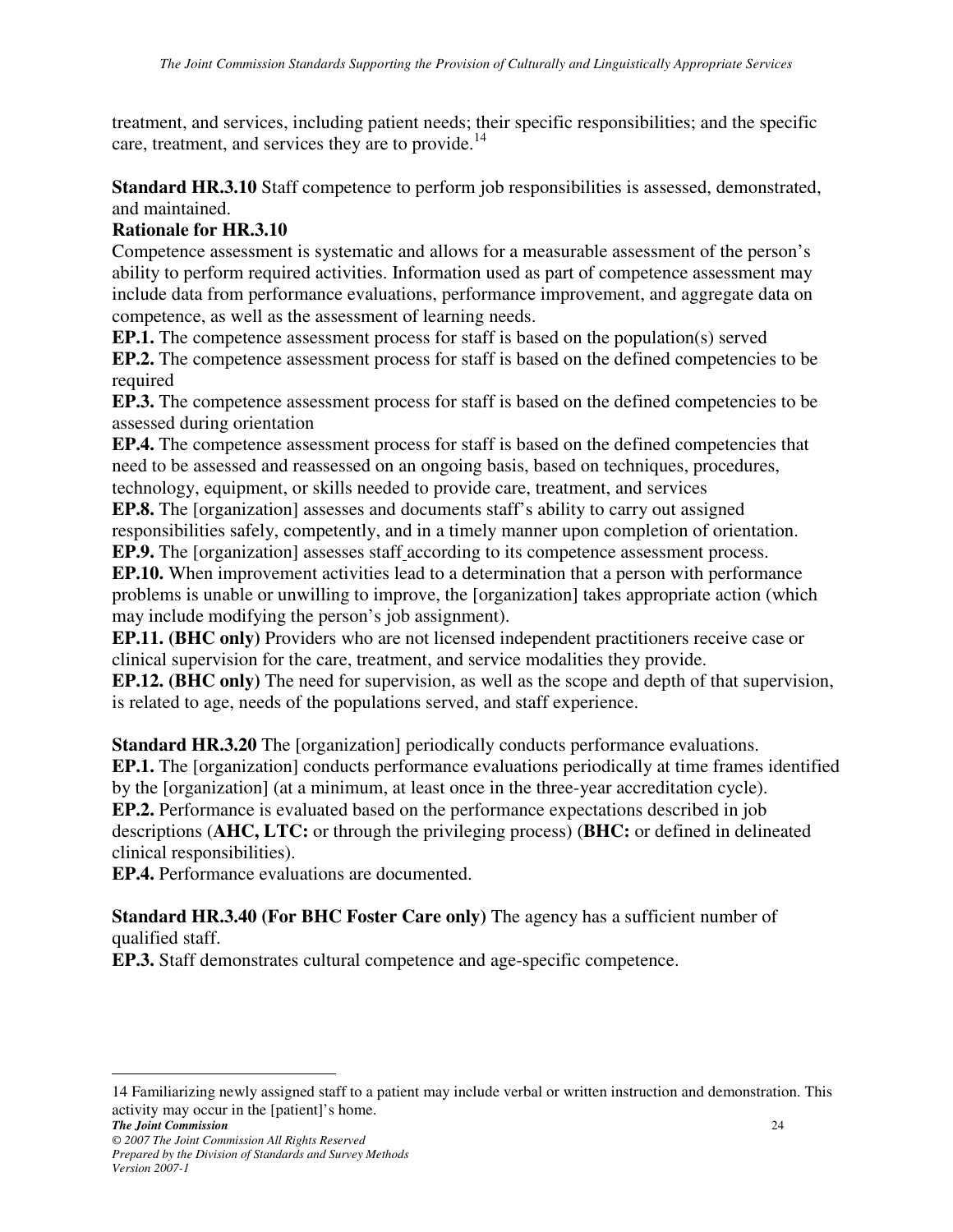treatment, and services, including patient needs; their specific responsibilities; and the specific care, treatment, and services they are to provide.[14]

**Standard HR.3.10** Staff competence to perform job responsibilities is assessed, demonstrated, and maintained.

**Rationale for HR.3.10**

Competence assessment is systematic and allows for a measurable assessment of the person's ability to perform required activities. Information used as part of competence assessment may include data from performance evaluations, performance improvement, and aggregate data on competence, as well as the assessment of learning needs.

**EP.1.** The competence assessment process for staff is based on the population(s) served

**EP.2.** The competence assessment process for staff is based on the defined competencies to be required

**EP.3.** The competence assessment process for staff is based on the defined competencies to be assessed during orientation

**EP.4.** The competence assessment process for staff is based on the defined competencies that need to be assessed and reassessed on an ongoing basis, based on techniques, procedures, technology, equipment, or skills needed to provide care, treatment, and services

**EP.8.** The [organization] assesses and documents staff's ability to carry out assigned responsibilities safely, competently, and in a timely manner upon completion of orientation.

**EP.9.** The [organization] assesses staff according to its competence assessment process.

**EP.10.** When improvement activities lead to a determination that a person with performance problems is unable or unwilling to improve, the [organization] takes appropriate action (which may include modifying the person's job assignment).

**EP.11. (BHC only)** Providers who are not licensed independent practitioners receive case or clinical supervision for the care, treatment, and service modalities they provide.

**EP.12. (BHC only)** The need for supervision, as well as the scope and depth of that supervision, is related to age, needs of the populations served, and staff experience.

**Standard HR.3.20** The [organization] periodically conducts performance evaluations.

**EP.1.** The [organization] conducts performance evaluations periodically at time frames identified by the [organization] (at a minimum, at least once in the three-year accreditation cycle).

**EP.2.** Performance is evaluated based on the performance expectations described in job descriptions (**AHC, LTC:** or through the privileging process) (**BHC:** or defined in delineated clinical responsibilities).

**EP.4.** Performance evaluations are documented.

**Standard HR.3.40 (For BHC Foster Care only)** The agency has a sufficient number of qualified staff.

**EP.3.** Staff demonstrates cultural competence and age-specific competence.

---

14 Familiarizing newly assigned staff to a patient may include verbal or written instruction and demonstration. This activity may occur in the [patient]'s home.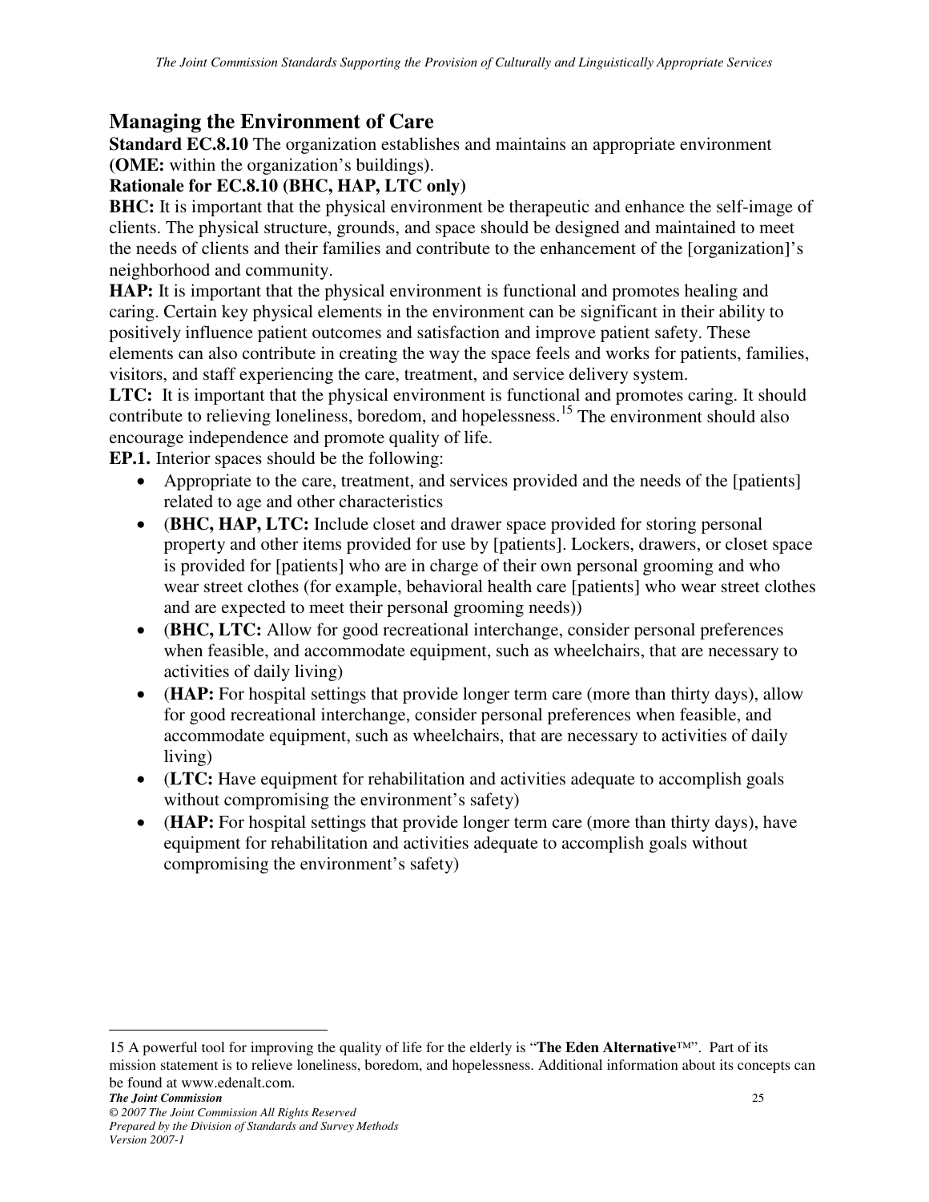## Managing the Environment of Care

**Standard EC.8.10** The organization establishes and maintains an appropriate environment **(OME:** within the organization's buildings**)**.

**Rationale for EC.8.10 (BHC, HAP, LTC only)**

**BHC:** It is important that the physical environment be therapeutic and enhance the self-image of clients. The physical structure, grounds, and space should be designed and maintained to meet the needs of clients and their families and contribute to the enhancement of the [organization]'s neighborhood and community.

**HAP:** It is important that the physical environment is functional and promotes healing and caring. Certain key physical elements in the environment can be significant in their ability to positively influence patient outcomes and satisfaction and improve patient safety. These elements can also contribute in creating the way the space feels and works for patients, families, visitors, and staff experiencing the care, treatment, and service delivery system.

**LTC:** It is important that the physical environment is functional and promotes caring. It should contribute to relieving loneliness, boredom, and hopelessness.[15] The environment should also encourage independence and promote quality of life.

**EP.1.** Interior spaces should be the following:

- Appropriate to the care, treatment, and services provided and the needs of the [patients] related to age and other characteristics
- (**BHC, HAP, LTC:** Include closet and drawer space provided for storing personal property and other items provided for use by [patients]. Lockers, drawers, or closet space is provided for [patients] who are in charge of their own personal grooming and who wear street clothes (for example, behavioral health care [patients] who wear street clothes and are expected to meet their personal grooming needs))
- (**BHC, LTC:** Allow for good recreational interchange, consider personal preferences when feasible, and accommodate equipment, such as wheelchairs, that are necessary to activities of daily living)
- (**HAP:** For hospital settings that provide longer term care (more than thirty days), allow for good recreational interchange, consider personal preferences when feasible, and accommodate equipment, such as wheelchairs, that are necessary to activities of daily living)
- (**LTC:** Have equipment for rehabilitation and activities adequate to accomplish goals without compromising the environment's safety)
- (**HAP:** For hospital settings that provide longer term care (more than thirty days), have equipment for rehabilitation and activities adequate to accomplish goals without compromising the environment's safety)

---

15 A powerful tool for improving the quality of life for the elderly is "**The Eden Alternative**™". Part of its mission statement is to relieve loneliness, boredom, and hopelessness. Additional information about its concepts can be found at www.edenalt.com.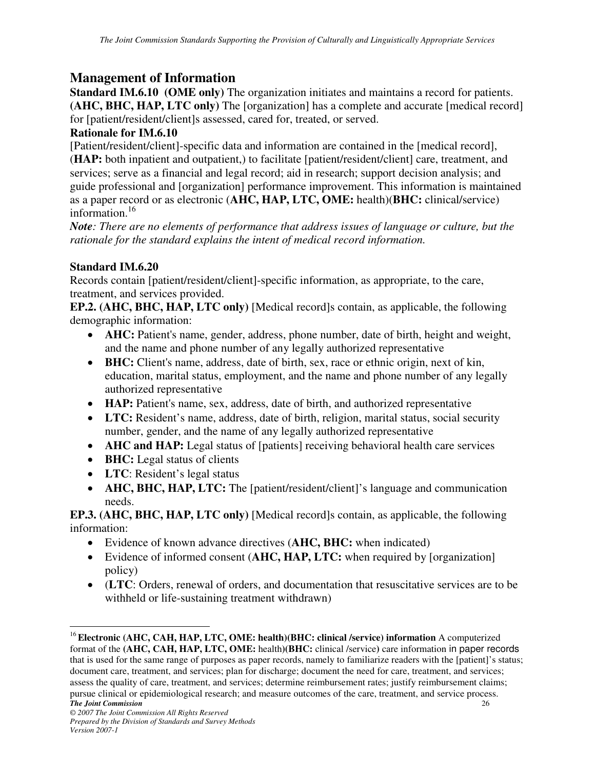## Management of Information

**Standard IM.6.10 (OME only)** The organization initiates and maintains a record for patients. **(AHC, BHC, HAP, LTC only)** The [organization] has a complete and accurate [medical record] for [patient/resident/client]s assessed, cared for, treated, or served.

**Rationale for IM.6.10**

[Patient/resident/client]-specific data and information are contained in the [medical record], (**HAP:** both inpatient and outpatient,) to facilitate [patient/resident/client] care, treatment, and services; serve as a financial and legal record; aid in research; support decision analysis; and guide professional and [organization] performance improvement. This information is maintained as a paper record or as electronic (**AHC, HAP, LTC, OME:** health)(**BHC:** clinical/service) information.[16]

***Note****: There are no elements of performance that address issues of language or culture, but the rationale for the standard explains the intent of medical record information.*

**Standard IM.6.20**

Records contain [patient/resident/client]-specific information, as appropriate, to the care, treatment, and services provided.

**EP.2. (AHC, BHC, HAP, LTC only)** [Medical record]s contain, as applicable, the following demographic information:

- **AHC:** Patient's name, gender, address, phone number, date of birth, height and weight, and the name and phone number of any legally authorized representative
- **BHC:** Client's name, address, date of birth, sex, race or ethnic origin, next of kin, education, marital status, employment, and the name and phone number of any legally authorized representative
- **HAP:** Patient's name, sex, address, date of birth, and authorized representative
- **LTC:** Resident's name, address, date of birth, religion, marital status, social security number, gender, and the name of any legally authorized representative
- **AHC and HAP:** Legal status of [patients] receiving behavioral health care services
- **BHC:** Legal status of clients
- **LTC**: Resident's legal status
- **AHC, BHC, HAP, LTC:** The [patient/resident/client]'s language and communication needs.

**EP.3. (AHC, BHC, HAP, LTC only)** [Medical record]s contain, as applicable, the following information:

- Evidence of known advance directives (**AHC, BHC:** when indicated)
- Evidence of informed consent (**AHC, HAP, LTC:** when required by [organization] policy)
- (**LTC**: Orders, renewal of orders, and documentation that resuscitative services are to be withheld or life-sustaining treatment withdrawn)

---

[16] **Electronic (AHC, CAH, HAP, LTC, OME: health)(BHC: clinical /service) information** A computerized format of the **(AHC, CAH, HAP, LTC, OME:** health**)(BHC:** clinical /service) care information in paper records that is used for the same range of purposes as paper records, namely to familiarize readers with the [patient]'s status; document care, treatment, and services; plan for discharge; document the need for care, treatment, and services; assess the quality of care, treatment, and services; determine reimbursement rates; justify reimbursement claims; pursue clinical or epidemiological research; and measure outcomes of the care, treatment, and service process.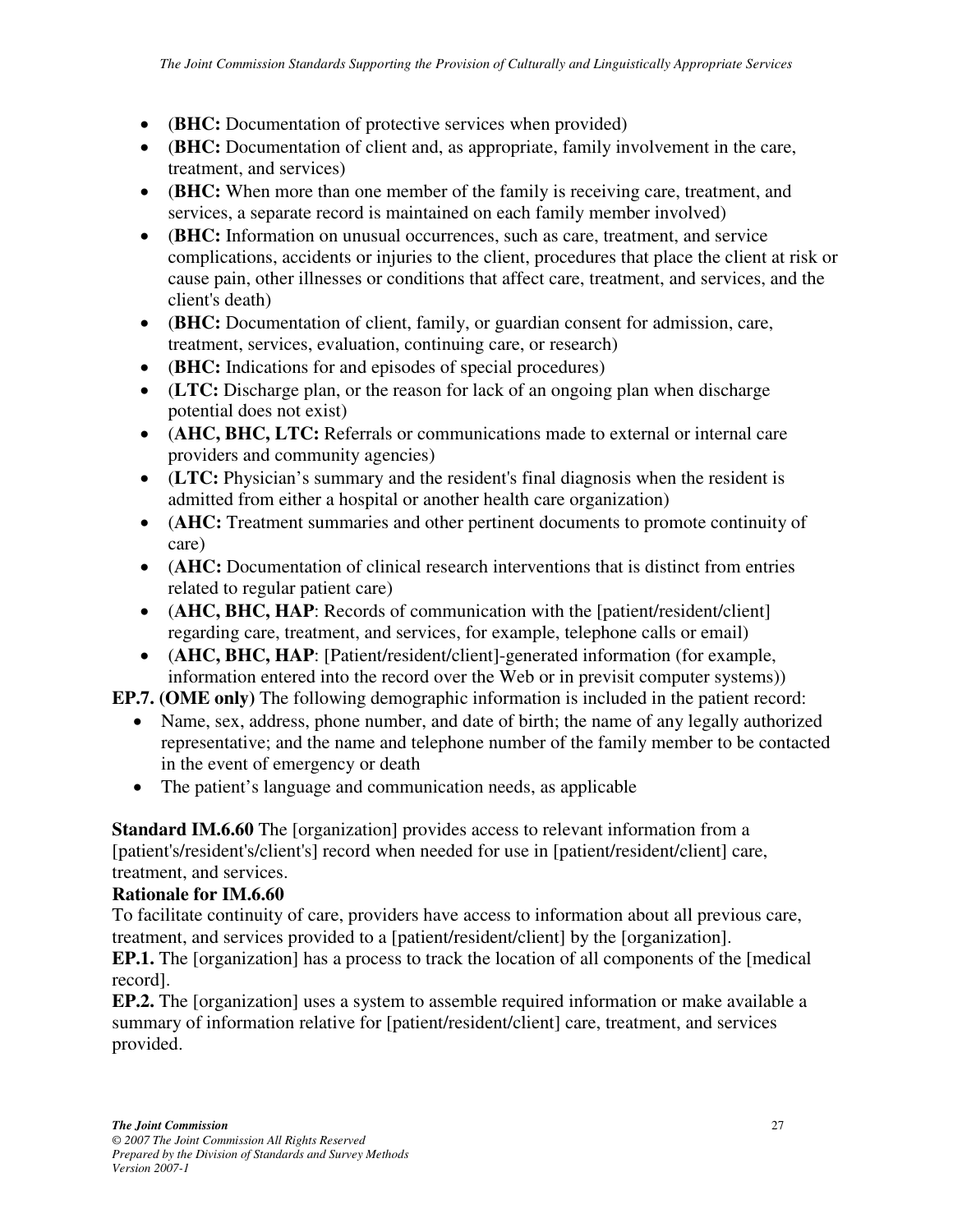- (**BHC:** Documentation of protective services when provided)
- (**BHC:** Documentation of client and, as appropriate, family involvement in the care, treatment, and services)
- (**BHC:** When more than one member of the family is receiving care, treatment, and services, a separate record is maintained on each family member involved)
- (**BHC:** Information on unusual occurrences, such as care, treatment, and service complications, accidents or injuries to the client, procedures that place the client at risk or cause pain, other illnesses or conditions that affect care, treatment, and services, and the client's death)
- (**BHC:** Documentation of client, family, or guardian consent for admission, care, treatment, services, evaluation, continuing care, or research)
- (**BHC:** Indications for and episodes of special procedures)
- (**LTC:** Discharge plan, or the reason for lack of an ongoing plan when discharge potential does not exist)
- (**AHC, BHC, LTC:** Referrals or communications made to external or internal care providers and community agencies)
- (**LTC:** Physician's summary and the resident's final diagnosis when the resident is admitted from either a hospital or another health care organization)
- (**AHC:** Treatment summaries and other pertinent documents to promote continuity of care)
- (**AHC:** Documentation of clinical research interventions that is distinct from entries related to regular patient care)
- (**AHC, BHC, HAP**: Records of communication with the [patient/resident/client] regarding care, treatment, and services, for example, telephone calls or email)
- (**AHC, BHC, HAP**: [Patient/resident/client]-generated information (for example, information entered into the record over the Web or in previsit computer systems))

**EP.7. (OME only)** The following demographic information is included in the patient record:

- Name, sex, address, phone number, and date of birth; the name of any legally authorized representative; and the name and telephone number of the family member to be contacted in the event of emergency or death
- The patient's language and communication needs, as applicable

**Standard IM.6.60** The [organization] provides access to relevant information from a [patient's/resident's/client's] record when needed for use in [patient/resident/client] care, treatment, and services.

**Rationale for IM.6.60**

To facilitate continuity of care, providers have access to information about all previous care, treatment, and services provided to a [patient/resident/client] by the [organization].

**EP.1.** The [organization] has a process to track the location of all components of the [medical record].

**EP.2.** The [organization] uses a system to assemble required information or make available a summary of information relative for [patient/resident/client] care, treatment, and services provided.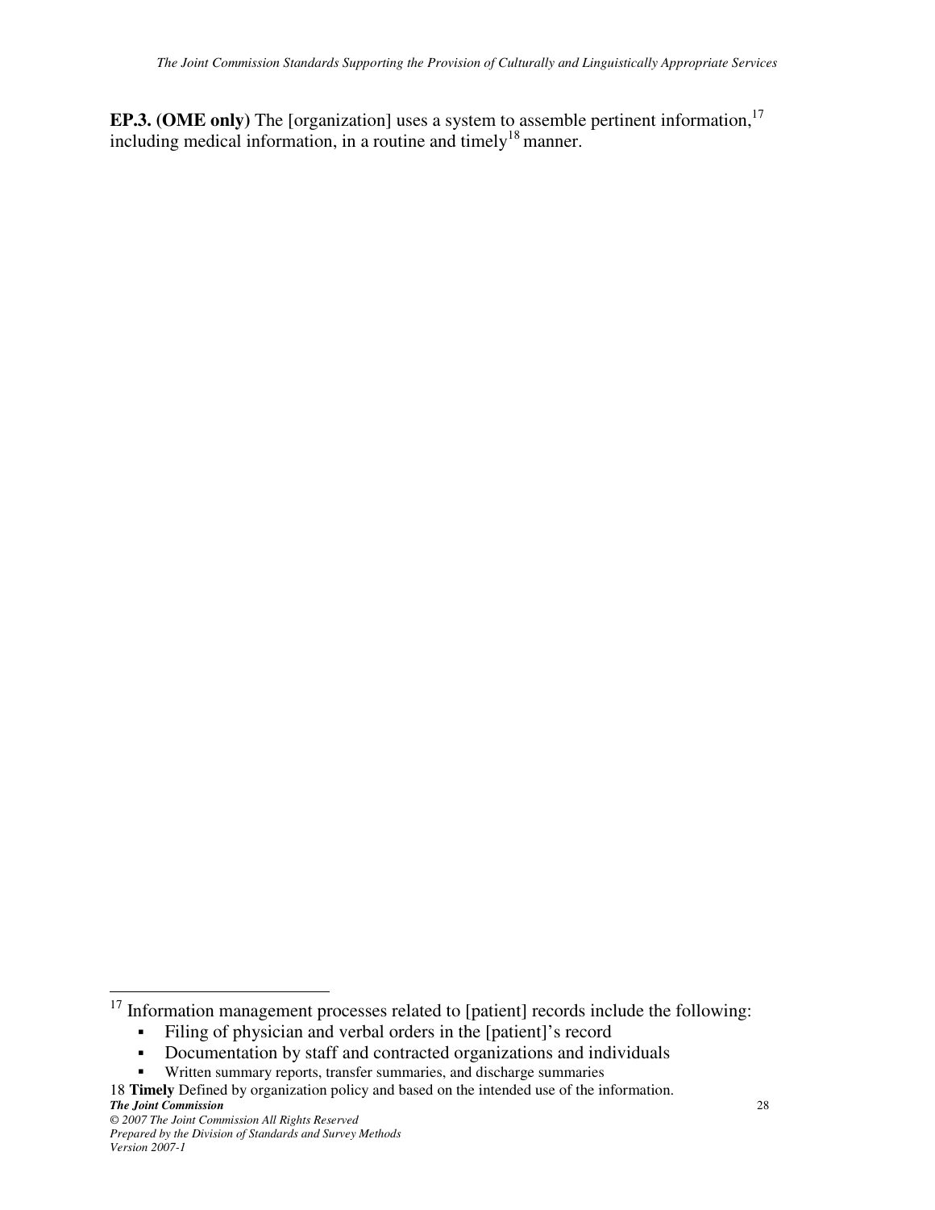**EP.3. (OME only)** The [organization] uses a system to assemble pertinent information,[17] including medical information, in a routine and timely[18] manner.

---

[17] Information management processes related to [patient] records include the following:

- Filing of physician and verbal orders in the [patient]'s record
- Documentation by staff and contracted organizations and individuals
- Written summary reports, transfer summaries, and discharge summaries

[18] **Timely** Defined by organization policy and based on the intended use of the information.

***The Joint Commission***
*© 2007 The Joint Commission All Rights Reserved*
*Prepared by the Division of Standards and Survey Methods*
*Version 2007-1*